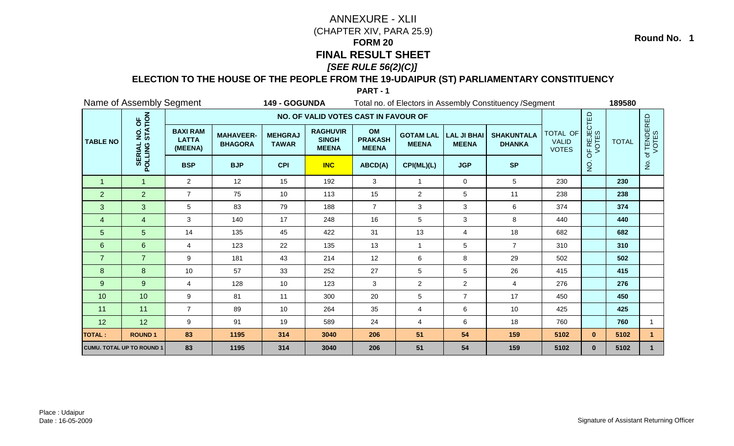# ANNEXURE - XLII

(CHAPTER XIV, PARA 25.9)

## FORM 20

## FINAL RESULT SHEET

***[SEE RULE 56(2)(C)]***

**Round No. 1**

### ELECTION TO THE HOUSE OF THE PEOPLE FROM THE 19-UDAIPUR (ST) PARLIAMENTARY CONSTITUENCY

**PART - 1**

Name of Assembly Segment **149 - GOGUNDA** Total no. of Electors in Assembly Constituency /Segment **189580**

| TABLE NO | SERIAL NO. OF POLLING STATION | NO. OF VALID VOTES CAST IN FAVOUR OF | | | | | | | | TOTAL OF VALID VOTES | NO. OF REJECTED VOTES | TOTAL | No. of TENDERED VOTES |
|---|---|---|---|---|---|---|---|---|---|---|---|---|---|
| | | BAXI RAM LATTA (MEENA) | MAHAVEER-BHAGORA | MEHGRAJ TAWAR | RAGHUVIR SINGH MEENA | OM PRAKASH MEENA | GOTAM LAL MEENA | LAL JI BHAI MEENA | SHAKUNTALA DHANKA | | | | |
| | | BSP | BJP | CPI | INC | ABCD(A) | CPI(ML)(L) | JGP | SP | | | | |
| 1 | 1 | 2 | 12 | 15 | 192 | 3 | 1 | 0 | 5 | 230 | | 230 | |
| 2 | 2 | 7 | 75 | 10 | 113 | 15 | 2 | 5 | 11 | 238 | | 238 | |
| 3 | 3 | 5 | 83 | 79 | 188 | 7 | 3 | 3 | 6 | 374 | | 374 | |
| 4 | 4 | 3 | 140 | 17 | 248 | 16 | 5 | 3 | 8 | 440 | | 440 | |
| 5 | 5 | 14 | 135 | 45 | 422 | 31 | 13 | 4 | 18 | 682 | | 682 | |
| 6 | 6 | 4 | 123 | 22 | 135 | 13 | 1 | 5 | 7 | 310 | | 310 | |
| 7 | 7 | 9 | 181 | 43 | 214 | 12 | 6 | 8 | 29 | 502 | | 502 | |
| 8 | 8 | 10 | 57 | 33 | 252 | 27 | 5 | 5 | 26 | 415 | | 415 | |
| 9 | 9 | 4 | 128 | 10 | 123 | 3 | 2 | 2 | 4 | 276 | | 276 | |
| 10 | 10 | 9 | 81 | 11 | 300 | 20 | 5 | 7 | 17 | 450 | | 450 | |
| 11 | 11 | 7 | 89 | 10 | 264 | 35 | 4 | 6 | 10 | 425 | | 425 | |
| 12 | 12 | 9 | 91 | 19 | 589 | 24 | 4 | 6 | 18 | 760 | | 760 | 1 |
| **TOTAL :** | **ROUND 1** | **83** | **1195** | **314** | **3040** | **206** | **51** | **54** | **159** | **5102** | **0** | **5102** | **1** |
| **CUMU. TOTAL UP TO ROUND 1** | | **83** | **1195** | **314** | **3040** | **206** | **51** | **54** | **159** | **5102** | **0** | **5102** | **1** |

Place : Udaipur
Date : 16-05-2009

Signature of Assistant Returning Officer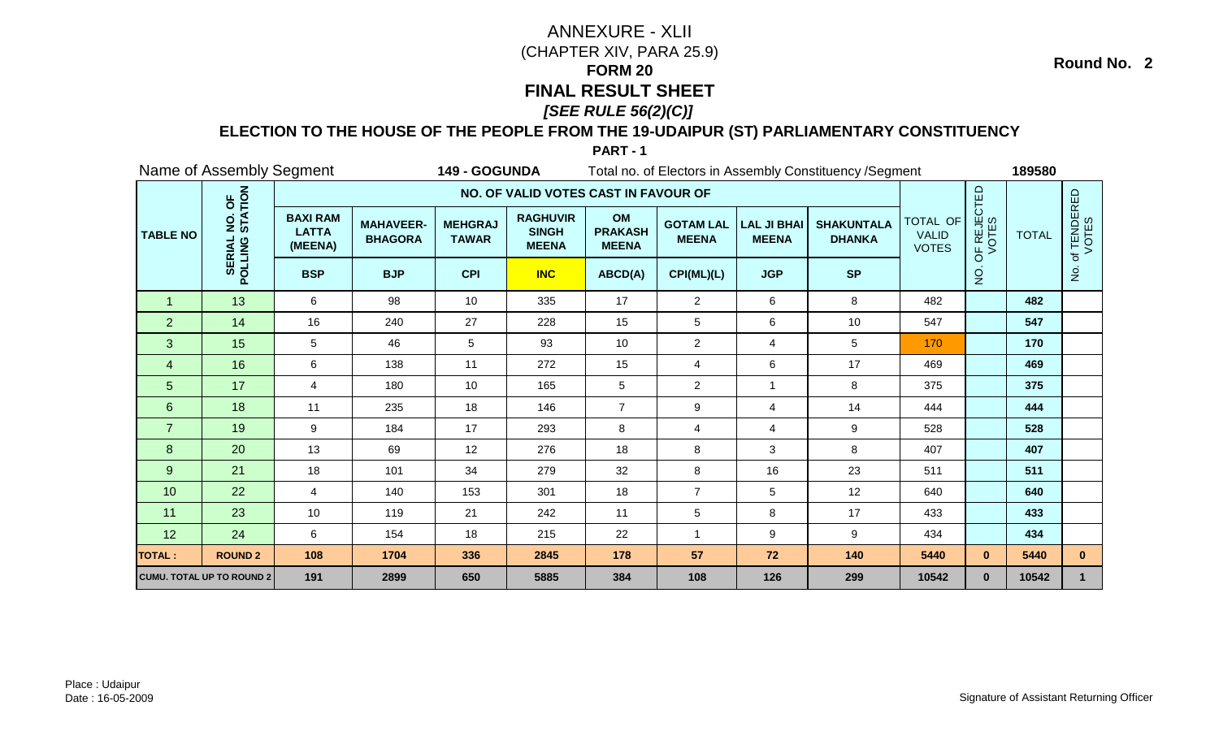# ANNEXURE - XLII

(CHAPTER XIV, PARA 25.9)

**FORM 20**

**FINAL RESULT SHEET**

***[SEE RULE 56(2)(C)]***

**Round No. 2**

**ELECTION TO THE HOUSE OF THE PEOPLE FROM THE 19-UDAIPUR (ST) PARLIAMENTARY CONSTITUENCY**

**PART - 1**

Name of Assembly Segment **149 - GOGUNDA** Total no. of Electors in Assembly Constituency /Segment **189580**

| TABLE NO | SERIAL NO. OF POLLING STATION | NO. OF VALID VOTES CAST IN FAVOUR OF | | | | | | | | TOTAL OF VALID VOTES | NO. OF REJECTED VOTES | TOTAL | No. of TENDERED VOTES |
|---|---|---|---|---|---|---|---|---|---|---|---|---|---|
| | | BAXI RAM LATTA (MEENA) | MAHAVEER-BHAGORA | MEHGRAJ TAWAR | RAGHUVIR SINGH MEENA | OM PRAKASH MEENA | GOTAM LAL MEENA | LAL JI BHAI MEENA | SHAKUNTALA DHANKA | | | | |
| | | BSP | BJP | CPI | INC | ABCD(A) | CPI(ML)(L) | JGP | SP | | | | |
| 1 | 13 | 6 | 98 | 10 | 335 | 17 | 2 | 6 | 8 | 482 | | **482** | |
| 2 | 14 | 16 | 240 | 27 | 228 | 15 | 5 | 6 | 10 | 547 | | **547** | |
| 3 | 15 | 5 | 46 | 5 | 93 | 10 | 2 | 4 | 5 | 170 | | **170** | |
| 4 | 16 | 6 | 138 | 11 | 272 | 15 | 4 | 6 | 17 | 469 | | **469** | |
| 5 | 17 | 4 | 180 | 10 | 165 | 5 | 2 | 1 | 8 | 375 | | **375** | |
| 6 | 18 | 11 | 235 | 18 | 146 | 7 | 9 | 4 | 14 | 444 | | **444** | |
| 7 | 19 | 9 | 184 | 17 | 293 | 8 | 4 | 4 | 9 | 528 | | **528** | |
| 8 | 20 | 13 | 69 | 12 | 276 | 18 | 8 | 3 | 8 | 407 | | **407** | |
| 9 | 21 | 18 | 101 | 34 | 279 | 32 | 8 | 16 | 23 | 511 | | **511** | |
| 10 | 22 | 4 | 140 | 153 | 301 | 18 | 7 | 5 | 12 | 640 | | **640** | |
| 11 | 23 | 10 | 119 | 21 | 242 | 11 | 5 | 8 | 17 | 433 | | **433** | |
| 12 | 24 | 6 | 154 | 18 | 215 | 22 | 1 | 9 | 9 | 434 | | **434** | |
| **TOTAL :** | **ROUND 2** | **108** | **1704** | **336** | **2845** | **178** | **57** | **72** | **140** | **5440** | **0** | **5440** | **0** |
| **CUMU. TOTAL UP TO ROUND 2** | | **191** | **2899** | **650** | **5885** | **384** | **108** | **126** | **299** | **10542** | **0** | **10542** | **1** |

Place : Udaipur
Date : 16-05-2009

Signature of Assistant Returning Officer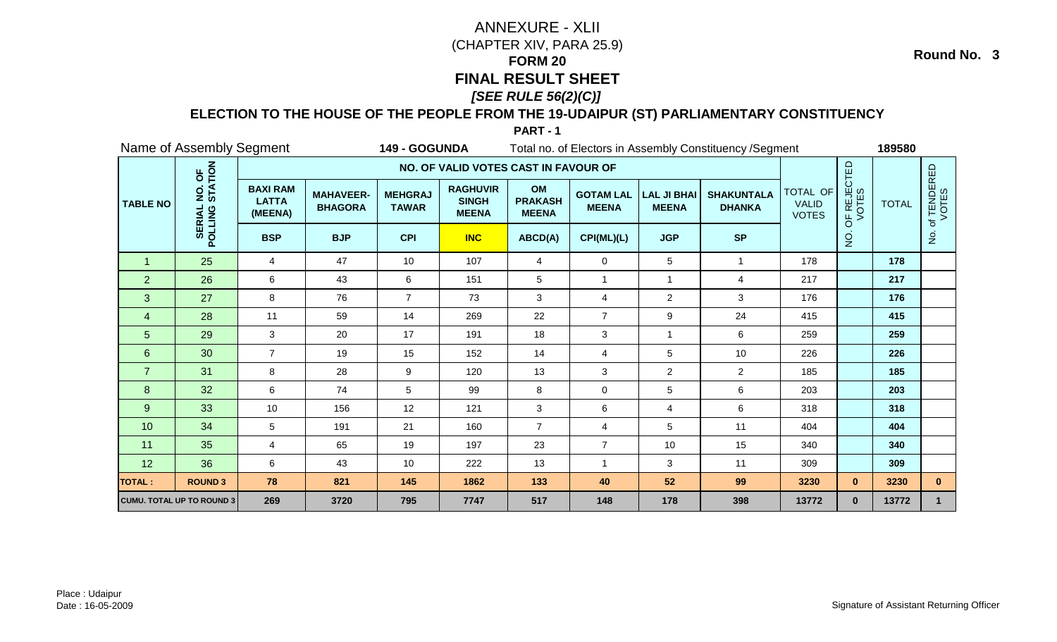# ANNEXURE - XLII

(CHAPTER XIV, PARA 25.9)

## FORM 20

## FINAL RESULT SHEET

### *[SEE RULE 56(2)(C)]*

**Round No. 3**

### ELECTION TO THE HOUSE OF THE PEOPLE FROM THE 19-UDAIPUR (ST) PARLIAMENTARY CONSTITUENCY

**PART - 1**

Name of Assembly Segment **149 - GOGUNDA** Total no. of Electors in Assembly Constituency /Segment **189580**

| TABLE NO | SERIAL NO. OF POLLING STATION | NO. OF VALID VOTES CAST IN FAVOUR OF | | | | | | | | TOTAL OF VALID VOTES | NO. OF REJECTED VOTES | TOTAL | No. of TENDERED VOTES |
|---|---|---|---|---|---|---|---|---|---|---|---|---|---|
| | | BAXI RAM LATTA (MEENA) | MAHAVEER-BHAGORA | MEHGRAJ TAWAR | RAGHUVIR SINGH MEENA | OM PRAKASH MEENA | GOTAM LAL MEENA | LAL JI BHAI MEENA | SHAKUNTALA DHANKA | | | | |
| | | BSP | BJP | CPI | INC | ABCD(A) | CPI(ML)(L) | JGP | SP | | | | |
| 1 | 25 | 4 | 47 | 10 | 107 | 4 | 0 | 5 | 1 | 178 | | **178** | |
| 2 | 26 | 6 | 43 | 6 | 151 | 5 | 1 | 1 | 4 | 217 | | **217** | |
| 3 | 27 | 8 | 76 | 7 | 73 | 3 | 4 | 2 | 3 | 176 | | **176** | |
| 4 | 28 | 11 | 59 | 14 | 269 | 22 | 7 | 9 | 24 | 415 | | **415** | |
| 5 | 29 | 3 | 20 | 17 | 191 | 18 | 3 | 1 | 6 | 259 | | **259** | |
| 6 | 30 | 7 | 19 | 15 | 152 | 14 | 4 | 5 | 10 | 226 | | **226** | |
| 7 | 31 | 8 | 28 | 9 | 120 | 13 | 3 | 2 | 2 | 185 | | **185** | |
| 8 | 32 | 6 | 74 | 5 | 99 | 8 | 0 | 5 | 6 | 203 | | **203** | |
| 9 | 33 | 10 | 156 | 12 | 121 | 3 | 6 | 4 | 6 | 318 | | **318** | |
| 10 | 34 | 5 | 191 | 21 | 160 | 7 | 4 | 5 | 11 | 404 | | **404** | |
| 11 | 35 | 4 | 65 | 19 | 197 | 23 | 7 | 10 | 15 | 340 | | **340** | |
| 12 | 36 | 6 | 43 | 10 | 222 | 13 | 1 | 3 | 11 | 309 | | **309** | |
| **TOTAL :** | **ROUND 3** | **78** | **821** | **145** | **1862** | **133** | **40** | **52** | **99** | **3230** | **0** | **3230** | **0** |
| **CUMU. TOTAL UP TO ROUND 3** | | **269** | **3720** | **795** | **7747** | **517** | **148** | **178** | **398** | **13772** | **0** | **13772** | **1** |

Place : Udaipur
Date : 16-05-2009

Signature of Assistant Returning Officer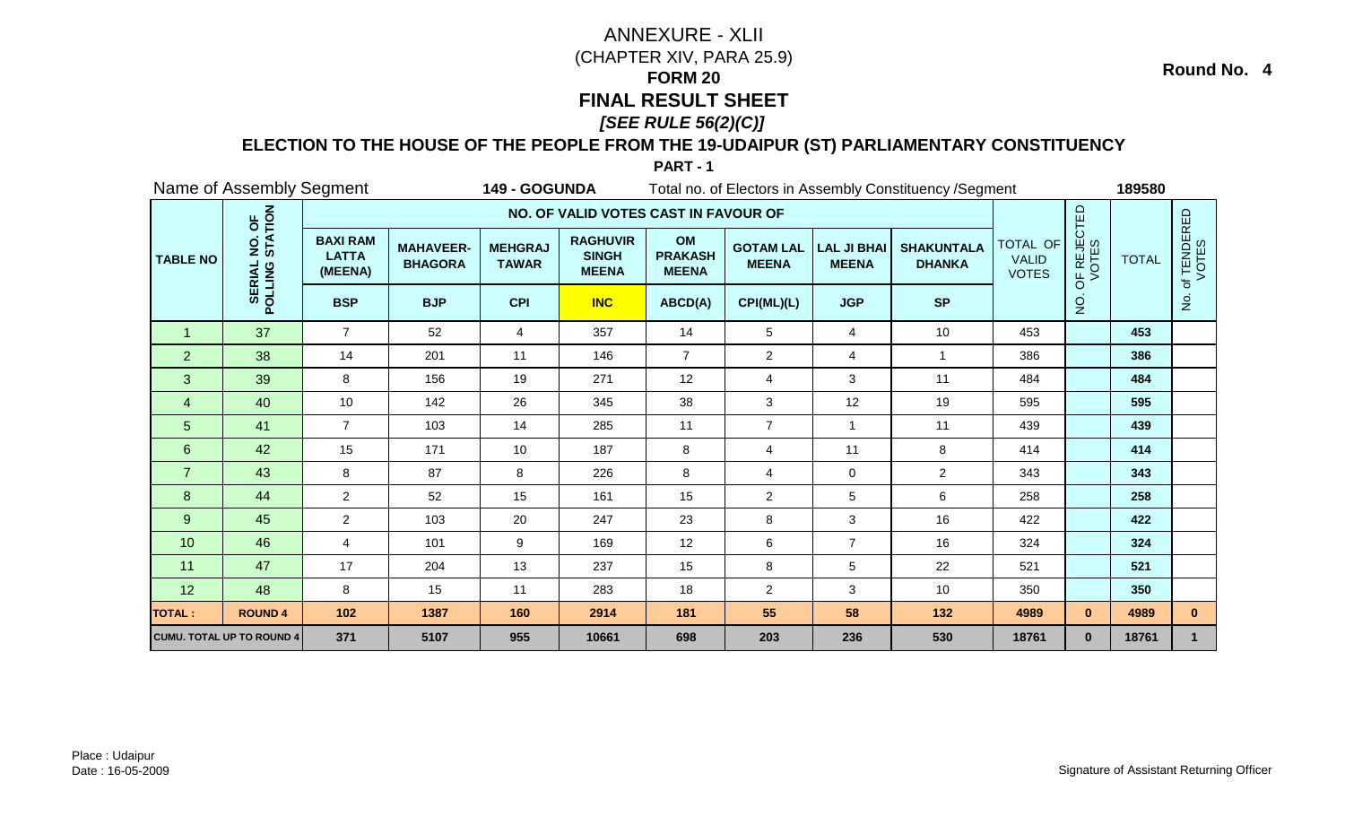Round No. 4

# ANNEXURE - XLII

(CHAPTER XIV, PARA 25.9)

## FORM 20

## FINAL RESULT SHEET

***[SEE RULE 56(2)(C)]***

### ELECTION TO THE HOUSE OF THE PEOPLE FROM THE 19-UDAIPUR (ST) PARLIAMENTARY CONSTITUENCY

**PART - 1**

Name of Assembly Segment **149 - GOGUNDA** Total no. of Electors in Assembly Constituency /Segment **189580**

| TABLE NO | SERIAL NO. OF POLLING STATION | NO. OF VALID VOTES CAST IN FAVOUR OF | | | | | | | | TOTAL OF VALID VOTES | NO. OF REJECTED VOTES | TOTAL | No. of TENDERED VOTES |
|---|---|---|---|---|---|---|---|---|---|---|---|---|---|
| | | BAXI RAM LATTA (MEENA) | MAHAVEER-BHAGORA | MEHGRAJ TAWAR | RAGHUVIR SINGH MEENA | OM PRAKASH MEENA | GOTAM LAL MEENA | LAL JI BHAI MEENA | SHAKUNTALA DHANKA | | | | |
| | | BSP | BJP | CPI | INC | ABCD(A) | CPI(ML)(L) | JGP | SP | | | | |
| 1 | 37 | 7 | 52 | 4 | 357 | 14 | 5 | 4 | 10 | 453 | | 453 | |
| 2 | 38 | 14 | 201 | 11 | 146 | 7 | 2 | 4 | 1 | 386 | | 386 | |
| 3 | 39 | 8 | 156 | 19 | 271 | 12 | 4 | 3 | 11 | 484 | | 484 | |
| 4 | 40 | 10 | 142 | 26 | 345 | 38 | 3 | 12 | 19 | 595 | | 595 | |
| 5 | 41 | 7 | 103 | 14 | 285 | 11 | 7 | 1 | 11 | 439 | | 439 | |
| 6 | 42 | 15 | 171 | 10 | 187 | 8 | 4 | 11 | 8 | 414 | | 414 | |
| 7 | 43 | 8 | 87 | 8 | 226 | 8 | 4 | 0 | 2 | 343 | | 343 | |
| 8 | 44 | 2 | 52 | 15 | 161 | 15 | 2 | 5 | 6 | 258 | | 258 | |
| 9 | 45 | 2 | 103 | 20 | 247 | 23 | 8 | 3 | 16 | 422 | | 422 | |
| 10 | 46 | 4 | 101 | 9 | 169 | 12 | 6 | 7 | 16 | 324 | | 324 | |
| 11 | 47 | 17 | 204 | 13 | 237 | 15 | 8 | 5 | 22 | 521 | | 521 | |
| 12 | 48 | 8 | 15 | 11 | 283 | 18 | 2 | 3 | 10 | 350 | | 350 | |
| **TOTAL :** | **ROUND 4** | **102** | **1387** | **160** | **2914** | **181** | **55** | **58** | **132** | **4989** | **0** | **4989** | **0** |
| **CUMU. TOTAL UP TO ROUND 4** | | **371** | **5107** | **955** | **10661** | **698** | **203** | **236** | **530** | **18761** | **0** | **18761** | **1** |

Place : Udaipur
Date : 16-05-2009

Signature of Assistant Returning Officer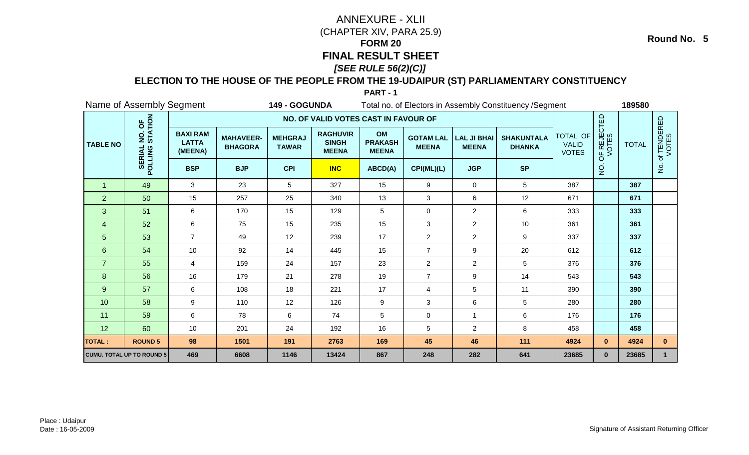Round No. 5

# ANNEXURE - XLII

(CHAPTER XIV, PARA 25.9)

## FORM 20

## FINAL RESULT SHEET

### *[SEE RULE 56(2)(C)]*

### ELECTION TO THE HOUSE OF THE PEOPLE FROM THE 19-UDAIPUR (ST) PARLIAMENTARY CONSTITUENCY

**PART - 1**

Name of Assembly Segment **149 - GOGUNDA** Total no. of Electors in Assembly Constituency /Segment **189580**

| TABLE NO | SERIAL NO. OF POLLING STATION | NO. OF VALID VOTES CAST IN FAVOUR OF | | | | | | | | TOTAL OF VALID VOTES | NO. OF REJECTED VOTES | TOTAL | No. of TENDERED VOTES |
|---|---|---|---|---|---|---|---|---|---|---|---|---|---|
| | | BAXI RAM LATTA (MEENA) | MAHAVEER-BHAGORA | MEHGRAJ TAWAR | RAGHUVIR SINGH MEENA | OM PRAKASH MEENA | GOTAM LAL MEENA | LAL JI BHAI MEENA | SHAKUNTALA DHANKA | | | | |
| | | BSP | BJP | CPI | INC | ABCD(A) | CPI(ML)(L) | JGP | SP | | | | |
| 1 | 49 | 3 | 23 | 5 | 327 | 15 | 9 | 0 | 5 | 387 | | **387** | |
| 2 | 50 | 15 | 257 | 25 | 340 | 13 | 3 | 6 | 12 | 671 | | **671** | |
| 3 | 51 | 6 | 170 | 15 | 129 | 5 | 0 | 2 | 6 | 333 | | **333** | |
| 4 | 52 | 6 | 75 | 15 | 235 | 15 | 3 | 2 | 10 | 361 | | **361** | |
| 5 | 53 | 7 | 49 | 12 | 239 | 17 | 2 | 2 | 9 | 337 | | **337** | |
| 6 | 54 | 10 | 92 | 14 | 445 | 15 | 7 | 9 | 20 | 612 | | **612** | |
| 7 | 55 | 4 | 159 | 24 | 157 | 23 | 2 | 2 | 5 | 376 | | **376** | |
| 8 | 56 | 16 | 179 | 21 | 278 | 19 | 7 | 9 | 14 | 543 | | **543** | |
| 9 | 57 | 6 | 108 | 18 | 221 | 17 | 4 | 5 | 11 | 390 | | **390** | |
| 10 | 58 | 9 | 110 | 12 | 126 | 9 | 3 | 6 | 5 | 280 | | **280** | |
| 11 | 59 | 6 | 78 | 6 | 74 | 5 | 0 | 1 | 6 | 176 | | **176** | |
| 12 | 60 | 10 | 201 | 24 | 192 | 16 | 5 | 2 | 8 | 458 | | **458** | |
| **TOTAL :** | **ROUND 5** | **98** | **1501** | **191** | **2763** | **169** | **45** | **46** | **111** | **4924** | **0** | **4924** | **0** |
| **CUMU. TOTAL UP TO ROUND 5** | | **469** | **6608** | **1146** | **13424** | **867** | **248** | **282** | **641** | **23685** | **0** | **23685** | **1** |

Place : Udaipur

Date : 16-05-2009

Signature of Assistant Returning Officer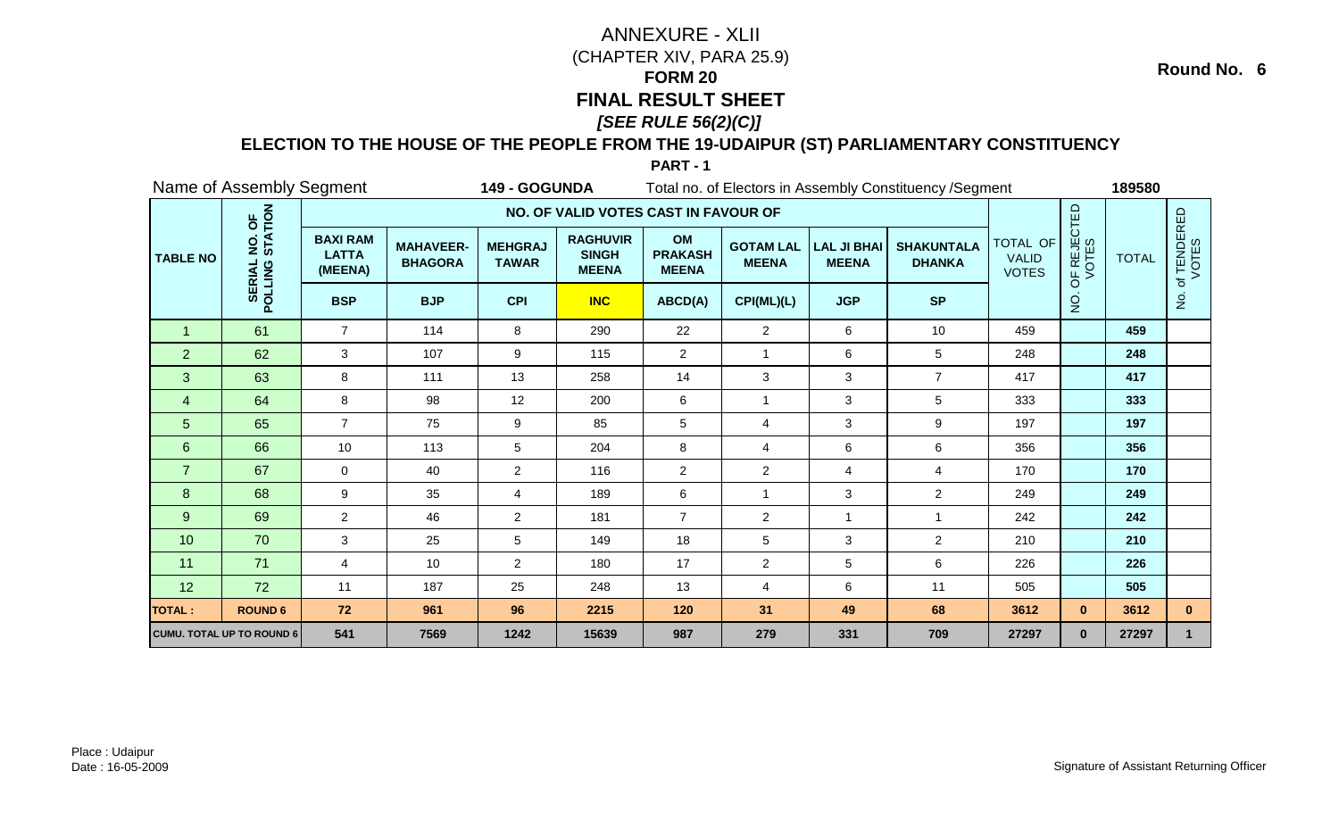Round No. 6

# ANNEXURE - XLII

(CHAPTER XIV, PARA 25.9)

## FORM 20

## FINAL RESULT SHEET

### *[SEE RULE 56(2)(C)]*

### ELECTION TO THE HOUSE OF THE PEOPLE FROM THE 19-UDAIPUR (ST) PARLIAMENTARY CONSTITUENCY

**PART - 1**

Name of Assembly Segment **149 - GOGUNDA** Total no. of Electors in Assembly Constituency /Segment **189580**

| TABLE NO | SERIAL NO. OF POLLING STATION | NO. OF VALID VOTES CAST IN FAVOUR OF | | | | | | | | TOTAL OF VALID VOTES | NO. OF REJECTED VOTES | TOTAL | No. of TENDERED VOTES |
|---|---|---|---|---|---|---|---|---|---|---|---|---|---|
| | | BAXI RAM LATTA (MEENA) | MAHAVEER-BHAGORA | MEHGRAJ TAWAR | RAGHUVIR SINGH MEENA | OM PRAKASH MEENA | GOTAM LAL MEENA | LAL JI BHAI MEENA | SHAKUNTALA DHANKA | | | | |
| | | BSP | BJP | CPI | INC | ABCD(A) | CPI(ML)(L) | JGP | SP | | | | |
| 1 | 61 | 7 | 114 | 8 | 290 | 22 | 2 | 6 | 10 | 459 | | 459 | |
| 2 | 62 | 3 | 107 | 9 | 115 | 2 | 1 | 6 | 5 | 248 | | 248 | |
| 3 | 63 | 8 | 111 | 13 | 258 | 14 | 3 | 3 | 7 | 417 | | 417 | |
| 4 | 64 | 8 | 98 | 12 | 200 | 6 | 1 | 3 | 5 | 333 | | 333 | |
| 5 | 65 | 7 | 75 | 9 | 85 | 5 | 4 | 3 | 9 | 197 | | 197 | |
| 6 | 66 | 10 | 113 | 5 | 204 | 8 | 4 | 6 | 6 | 356 | | 356 | |
| 7 | 67 | 0 | 40 | 2 | 116 | 2 | 2 | 4 | 4 | 170 | | 170 | |
| 8 | 68 | 9 | 35 | 4 | 189 | 6 | 1 | 3 | 2 | 249 | | 249 | |
| 9 | 69 | 2 | 46 | 2 | 181 | 7 | 2 | 1 | 1 | 242 | | 242 | |
| 10 | 70 | 3 | 25 | 5 | 149 | 18 | 5 | 3 | 2 | 210 | | 210 | |
| 11 | 71 | 4 | 10 | 2 | 180 | 17 | 2 | 5 | 6 | 226 | | 226 | |
| 12 | 72 | 11 | 187 | 25 | 248 | 13 | 4 | 6 | 11 | 505 | | 505 | |
| **TOTAL :** | **ROUND 6** | **72** | **961** | **96** | **2215** | **120** | **31** | **49** | **68** | **3612** | **0** | **3612** | **0** |
| **CUMU. TOTAL UP TO ROUND 6** | | **541** | **7569** | **1242** | **15639** | **987** | **279** | **331** | **709** | **27297** | **0** | **27297** | **1** |

Place : Udaipur

Date : 16-05-2009

Signature of Assistant Returning Officer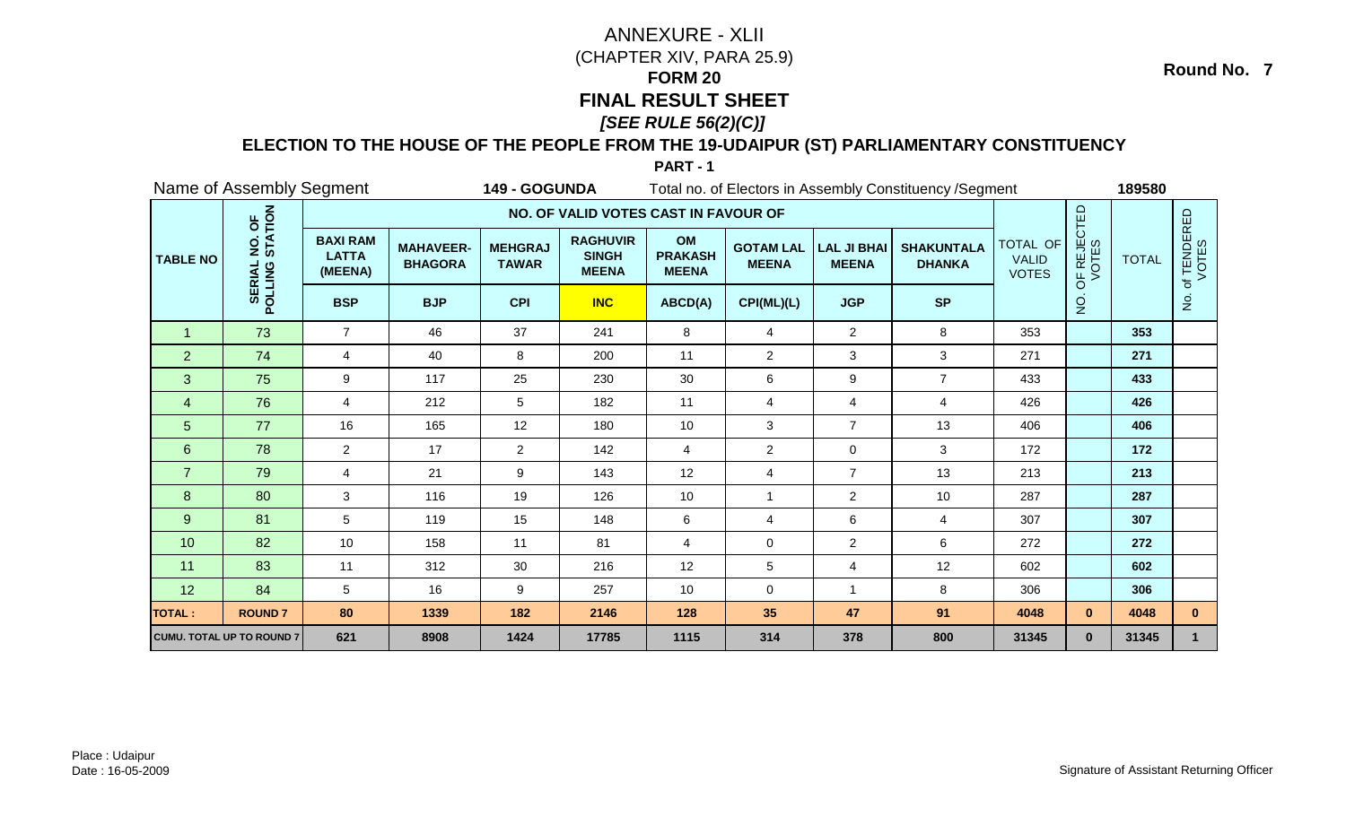# ANNEXURE - XLII

(CHAPTER XIV, PARA 25.9)

## FORM 20

## FINAL RESULT SHEET

## *[SEE RULE 56(2)(C)]*

**Round No. 7**

### ELECTION TO THE HOUSE OF THE PEOPLE FROM THE 19-UDAIPUR (ST) PARLIAMENTARY CONSTITUENCY

**PART - 1**

Name of Assembly Segment **149 - GOGUNDA** Total no. of Electors in Assembly Constituency /Segment **189580**

| TABLE NO | SERIAL NO. OF POLLING STATION | NO. OF VALID VOTES CAST IN FAVOUR OF | | | | | | | | TOTAL OF VALID VOTES | NO. OF REJECTED VOTES | TOTAL | No. of TENDERED VOTES |
|---|---|---|---|---|---|---|---|---|---|---|---|---|---|
| | | BAXI RAM LATTA (MEENA) | MAHAVEER-BHAGORA | MEHGRAJ TAWAR | RAGHUVIR SINGH MEENA | OM PRAKASH MEENA | GOTAM LAL MEENA | LAL JI BHAI MEENA | SHAKUNTALA DHANKA | | | | |
| | | BSP | BJP | CPI | INC | ABCD(A) | CPI(ML)(L) | JGP | SP | | | | |
| 1 | 73 | 7 | 46 | 37 | 241 | 8 | 4 | 2 | 8 | 353 | | 353 | |
| 2 | 74 | 4 | 40 | 8 | 200 | 11 | 2 | 3 | 3 | 271 | | 271 | |
| 3 | 75 | 9 | 117 | 25 | 230 | 30 | 6 | 9 | 7 | 433 | | 433 | |
| 4 | 76 | 4 | 212 | 5 | 182 | 11 | 4 | 4 | 4 | 426 | | 426 | |
| 5 | 77 | 16 | 165 | 12 | 180 | 10 | 3 | 7 | 13 | 406 | | 406 | |
| 6 | 78 | 2 | 17 | 2 | 142 | 4 | 2 | 0 | 3 | 172 | | 172 | |
| 7 | 79 | 4 | 21 | 9 | 143 | 12 | 4 | 7 | 13 | 213 | | 213 | |
| 8 | 80 | 3 | 116 | 19 | 126 | 10 | 1 | 2 | 10 | 287 | | 287 | |
| 9 | 81 | 5 | 119 | 15 | 148 | 6 | 4 | 6 | 4 | 307 | | 307 | |
| 10 | 82 | 10 | 158 | 11 | 81 | 4 | 0 | 2 | 6 | 272 | | 272 | |
| 11 | 83 | 11 | 312 | 30 | 216 | 12 | 5 | 4 | 12 | 602 | | 602 | |
| 12 | 84 | 5 | 16 | 9 | 257 | 10 | 0 | 1 | 8 | 306 | | 306 | |
| **TOTAL :** | **ROUND 7** | **80** | **1339** | **182** | **2146** | **128** | **35** | **47** | **91** | **4048** | **0** | **4048** | **0** |
| **CUMU. TOTAL UP TO ROUND 7** | | **621** | **8908** | **1424** | **17785** | **1115** | **314** | **378** | **800** | **31345** | **0** | **31345** | **1** |

Place : Udaipur
Date : 16-05-2009

Signature of Assistant Returning Officer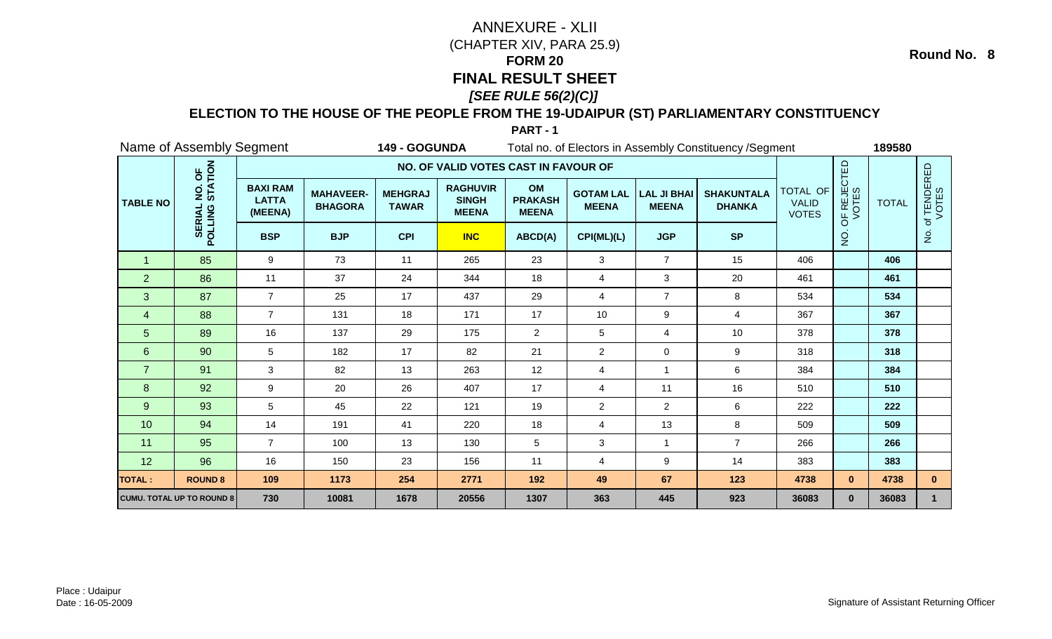# ANNEXURE - XLII

(CHAPTER XIV, PARA 25.9)

**FORM 20**

## FINAL RESULT SHEET

***[SEE RULE 56(2)(C)]***

**Round No. 8**

### ELECTION TO THE HOUSE OF THE PEOPLE FROM THE 19-UDAIPUR (ST) PARLIAMENTARY CONSTITUENCY

**PART - 1**

Name of Assembly Segment **149 - GOGUNDA** Total no. of Electors in Assembly Constituency /Segment **189580**

| TABLE NO | SERIAL NO. OF POLLING STATION | NO. OF VALID VOTES CAST IN FAVOUR OF | | | | | | | | TOTAL OF VALID VOTES | NO. OF REJECTED VOTES | TOTAL | No. of TENDERED VOTES |
|---|---|---|---|---|---|---|---|---|---|---|---|---|---|
| | | BAXI RAM LATTA (MEENA) | MAHAVEER-BHAGORA | MEHGRAJ TAWAR | RAGHUVIR SINGH MEENA | OM PRAKASH MEENA | GOTAM LAL MEENA | LAL JI BHAI MEENA | SHAKUNTALA DHANKA | | | | |
| | | BSP | BJP | CPI | INC | ABCD(A) | CPI(ML)(L) | JGP | SP | | | | |
| 1 | 85 | 9 | 73 | 11 | 265 | 23 | 3 | 7 | 15 | 406 | | **406** | |
| 2 | 86 | 11 | 37 | 24 | 344 | 18 | 4 | 3 | 20 | 461 | | **461** | |
| 3 | 87 | 7 | 25 | 17 | 437 | 29 | 4 | 7 | 8 | 534 | | **534** | |
| 4 | 88 | 7 | 131 | 18 | 171 | 17 | 10 | 9 | 4 | 367 | | **367** | |
| 5 | 89 | 16 | 137 | 29 | 175 | 2 | 5 | 4 | 10 | 378 | | **378** | |
| 6 | 90 | 5 | 182 | 17 | 82 | 21 | 2 | 0 | 9 | 318 | | **318** | |
| 7 | 91 | 3 | 82 | 13 | 263 | 12 | 4 | 1 | 6 | 384 | | **384** | |
| 8 | 92 | 9 | 20 | 26 | 407 | 17 | 4 | 11 | 16 | 510 | | **510** | |
| 9 | 93 | 5 | 45 | 22 | 121 | 19 | 2 | 2 | 6 | 222 | | **222** | |
| 10 | 94 | 14 | 191 | 41 | 220 | 18 | 4 | 13 | 8 | 509 | | **509** | |
| 11 | 95 | 7 | 100 | 13 | 130 | 5 | 3 | 1 | 7 | 266 | | **266** | |
| 12 | 96 | 16 | 150 | 23 | 156 | 11 | 4 | 9 | 14 | 383 | | **383** | |
| **TOTAL :** | **ROUND 8** | **109** | **1173** | **254** | **2771** | **192** | **49** | **67** | **123** | **4738** | **0** | **4738** | **0** |
| **CUMU. TOTAL UP TO ROUND 8** | | **730** | **10081** | **1678** | **20556** | **1307** | **363** | **445** | **923** | **36083** | **0** | **36083** | **1** |

Place : Udaipur
Date : 16-05-2009

Signature of Assistant Returning Officer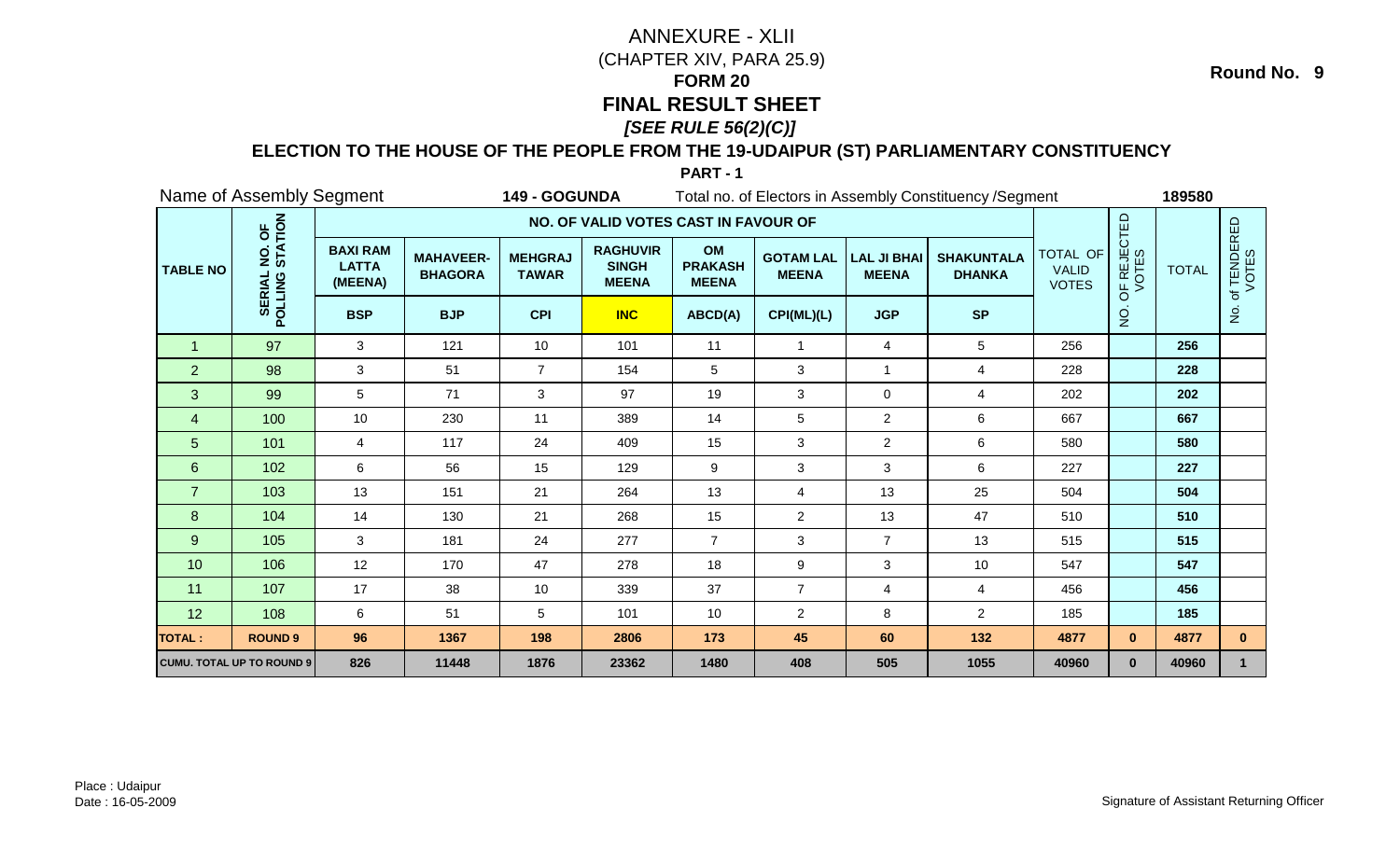# ANNEXURE - XLII

(CHAPTER XIV, PARA 25.9)

## FORM 20

## FINAL RESULT SHEET

### *[SEE RULE 56(2)(C)]*

**Round No. 9**

### ELECTION TO THE HOUSE OF THE PEOPLE FROM THE 19-UDAIPUR (ST) PARLIAMENTARY CONSTITUENCY

**PART - 1**

Name of Assembly Segment **149 - GOGUNDA** Total no. of Electors in Assembly Constituency /Segment **189580**

| TABLE NO | SERIAL NO. OF POLLING STATION | NO. OF VALID VOTES CAST IN FAVOUR OF | | | | | | | | TOTAL OF VALID VOTES | NO. OF REJECTED VOTES | TOTAL | No. of TENDERED VOTES |
|---|---|---|---|---|---|---|---|---|---|---|---|---|---|
| | | BAXI RAM LATTA (MEENA) | MAHAVEER-BHAGORA | MEHGRAJ TAWAR | RAGHUVIR SINGH MEENA | OM PRAKASH MEENA | GOTAM LAL MEENA | LAL JI BHAI MEENA | SHAKUNTALA DHANKA | | | | |
| | | BSP | BJP | CPI | INC | ABCD(A) | CPI(ML)(L) | JGP | SP | | | | |
| 1 | 97 | 3 | 121 | 10 | 101 | 11 | 1 | 4 | 5 | 256 | | 256 | |
| 2 | 98 | 3 | 51 | 7 | 154 | 5 | 3 | 1 | 4 | 228 | | 228 | |
| 3 | 99 | 5 | 71 | 3 | 97 | 19 | 3 | 0 | 4 | 202 | | 202 | |
| 4 | 100 | 10 | 230 | 11 | 389 | 14 | 5 | 2 | 6 | 667 | | 667 | |
| 5 | 101 | 4 | 117 | 24 | 409 | 15 | 3 | 2 | 6 | 580 | | 580 | |
| 6 | 102 | 6 | 56 | 15 | 129 | 9 | 3 | 3 | 6 | 227 | | 227 | |
| 7 | 103 | 13 | 151 | 21 | 264 | 13 | 4 | 13 | 25 | 504 | | 504 | |
| 8 | 104 | 14 | 130 | 21 | 268 | 15 | 2 | 13 | 47 | 510 | | 510 | |
| 9 | 105 | 3 | 181 | 24 | 277 | 7 | 3 | 7 | 13 | 515 | | 515 | |
| 10 | 106 | 12 | 170 | 47 | 278 | 18 | 9 | 3 | 10 | 547 | | 547 | |
| 11 | 107 | 17 | 38 | 10 | 339 | 37 | 7 | 4 | 4 | 456 | | 456 | |
| 12 | 108 | 6 | 51 | 5 | 101 | 10 | 2 | 8 | 2 | 185 | | 185 | |
| **TOTAL :** | **ROUND 9** | **96** | **1367** | **198** | **2806** | **173** | **45** | **60** | **132** | **4877** | **0** | **4877** | **0** |
| **CUMU. TOTAL UP TO ROUND 9** | | **826** | **11448** | **1876** | **23362** | **1480** | **408** | **505** | **1055** | **40960** | **0** | **40960** | **1** |

Place : Udaipur
Date : 16-05-2009

Signature of Assistant Returning Officer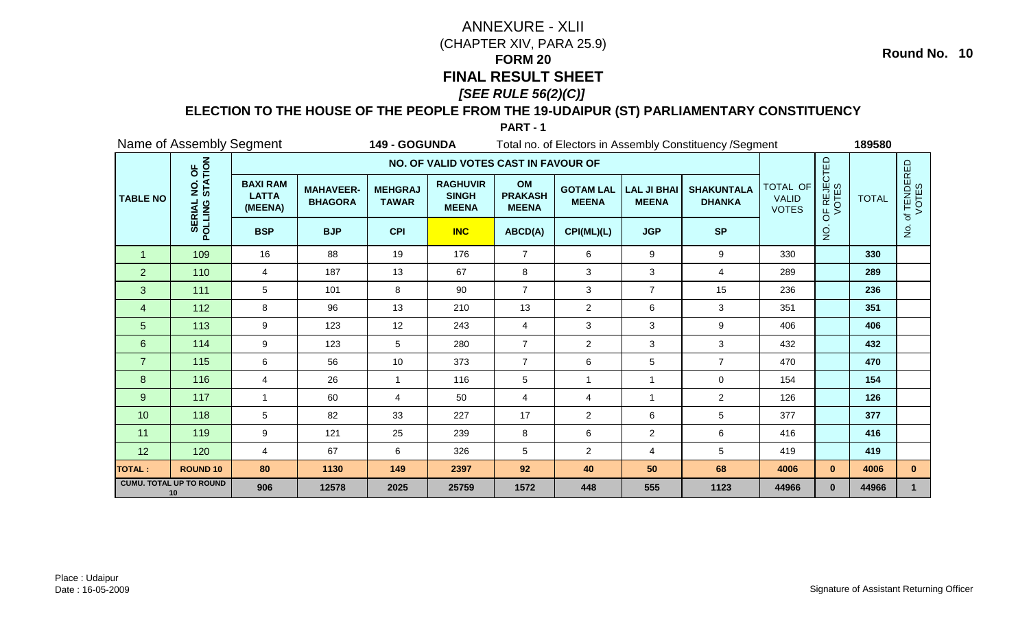# ANNEXURE - XLII

(CHAPTER XIV, PARA 25.9)

## FORM 20

## FINAL RESULT SHEET

***[SEE RULE 56(2)(C)]***

**Round No. 10**

### ELECTION TO THE HOUSE OF THE PEOPLE FROM THE 19-UDAIPUR (ST) PARLIAMENTARY CONSTITUENCY

**PART - 1**

Name of Assembly Segment **149 - GOGUNDA** Total no. of Electors in Assembly Constituency /Segment **189580**

| TABLE NO | SERIAL NO. OF POLLING STATION | NO. OF VALID VOTES CAST IN FAVOUR OF | | | | | | | | TOTAL OF VALID VOTES | NO. OF REJECTED VOTES | TOTAL | No. of TENDERED VOTES |
|---|---|---|---|---|---|---|---|---|---|---|---|---|---|
| | | BAXI RAM LATTA (MEENA) | MAHAVEER-BHAGORA | MEHGRAJ TAWAR | RAGHUVIR SINGH MEENA | OM PRAKASH MEENA | GOTAM LAL MEENA | LAL JI BHAI MEENA | SHAKUNTALA DHANKA | | | | |
| | | BSP | BJP | CPI | INC | ABCD(A) | CPI(ML)(L) | JGP | SP | | | | |
| 1 | 109 | 16 | 88 | 19 | 176 | 7 | 6 | 9 | 9 | 330 | | 330 | |
| 2 | 110 | 4 | 187 | 13 | 67 | 8 | 3 | 3 | 4 | 289 | | 289 | |
| 3 | 111 | 5 | 101 | 8 | 90 | 7 | 3 | 7 | 15 | 236 | | 236 | |
| 4 | 112 | 8 | 96 | 13 | 210 | 13 | 2 | 6 | 3 | 351 | | 351 | |
| 5 | 113 | 9 | 123 | 12 | 243 | 4 | 3 | 3 | 9 | 406 | | 406 | |
| 6 | 114 | 9 | 123 | 5 | 280 | 7 | 2 | 3 | 3 | 432 | | 432 | |
| 7 | 115 | 6 | 56 | 10 | 373 | 7 | 6 | 5 | 7 | 470 | | 470 | |
| 8 | 116 | 4 | 26 | 1 | 116 | 5 | 1 | 1 | 0 | 154 | | 154 | |
| 9 | 117 | 1 | 60 | 4 | 50 | 4 | 4 | 1 | 2 | 126 | | 126 | |
| 10 | 118 | 5 | 82 | 33 | 227 | 17 | 2 | 6 | 5 | 377 | | 377 | |
| 11 | 119 | 9 | 121 | 25 | 239 | 8 | 6 | 2 | 6 | 416 | | 416 | |
| 12 | 120 | 4 | 67 | 6 | 326 | 5 | 2 | 4 | 5 | 419 | | 419 | |
| **TOTAL :** | **ROUND 10** | **80** | **1130** | **149** | **2397** | **92** | **40** | **50** | **68** | **4006** | **0** | **4006** | **0** |
| **CUMU. TOTAL UP TO ROUND 10** | | **906** | **12578** | **2025** | **25759** | **1572** | **448** | **555** | **1123** | **44966** | **0** | **44966** | **1** |

Place : Udaipur
Date : 16-05-2009

Signature of Assistant Returning Officer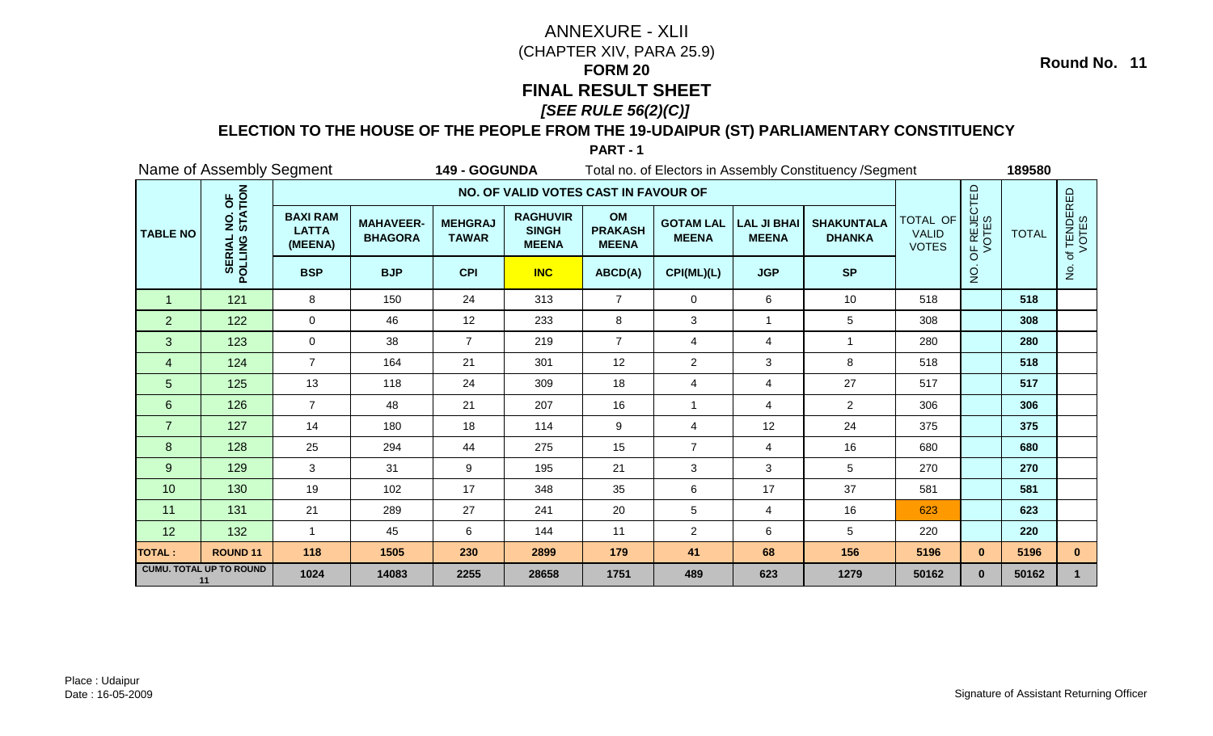# ANNEXURE - XLII

(CHAPTER XIV, PARA 25.9)

## FORM 20

## FINAL RESULT SHEET

### *[SEE RULE 56(2)(C)]*

**Round No. 11**

### ELECTION TO THE HOUSE OF THE PEOPLE FROM THE 19-UDAIPUR (ST) PARLIAMENTARY CONSTITUENCY

**PART - 1**

Name of Assembly Segment **149 - GOGUNDA** Total no. of Electors in Assembly Constituency /Segment **189580**

| TABLE NO | SERIAL NO. OF POLLING STATION | NO. OF VALID VOTES CAST IN FAVOUR OF | | | | | | | | TOTAL OF VALID VOTES | NO. OF REJECTED VOTES | TOTAL | No. of TENDERED VOTES |
|---|---|---|---|---|---|---|---|---|---|---|---|---|---|
| | | BAXI RAM LATTA (MEENA) | MAHAVEER-BHAGORA | MEHGRAJ TAWAR | RAGHUVIR SINGH MEENA | OM PRAKASH MEENA | GOTAM LAL MEENA | LAL JI BHAI MEENA | SHAKUNTALA DHANKA | | | | |
| | | BSP | BJP | CPI | INC | ABCD(A) | CPI(ML)(L) | JGP | SP | | | | |
| 1 | 121 | 8 | 150 | 24 | 313 | 7 | 0 | 6 | 10 | 518 | | 518 | |
| 2 | 122 | 0 | 46 | 12 | 233 | 8 | 3 | 1 | 5 | 308 | | 308 | |
| 3 | 123 | 0 | 38 | 7 | 219 | 7 | 4 | 4 | 1 | 280 | | 280 | |
| 4 | 124 | 7 | 164 | 21 | 301 | 12 | 2 | 3 | 8 | 518 | | 518 | |
| 5 | 125 | 13 | 118 | 24 | 309 | 18 | 4 | 4 | 27 | 517 | | 517 | |
| 6 | 126 | 7 | 48 | 21 | 207 | 16 | 1 | 4 | 2 | 306 | | 306 | |
| 7 | 127 | 14 | 180 | 18 | 114 | 9 | 4 | 12 | 24 | 375 | | 375 | |
| 8 | 128 | 25 | 294 | 44 | 275 | 15 | 7 | 4 | 16 | 680 | | 680 | |
| 9 | 129 | 3 | 31 | 9 | 195 | 21 | 3 | 3 | 5 | 270 | | 270 | |
| 10 | 130 | 19 | 102 | 17 | 348 | 35 | 6 | 17 | 37 | 581 | | 581 | |
| 11 | 131 | 21 | 289 | 27 | 241 | 20 | 5 | 4 | 16 | 623 | | 623 | |
| 12 | 132 | 1 | 45 | 6 | 144 | 11 | 2 | 6 | 5 | 220 | | 220 | |
| **TOTAL :** | **ROUND 11** | **118** | **1505** | **230** | **2899** | **179** | **41** | **68** | **156** | **5196** | **0** | **5196** | **0** |
| **CUMU. TOTAL UP TO ROUND 11** | | **1024** | **14083** | **2255** | **28658** | **1751** | **489** | **623** | **1279** | **50162** | **0** | **50162** | **1** |

Place : Udaipur
Date : 16-05-2009

Signature of Assistant Returning Officer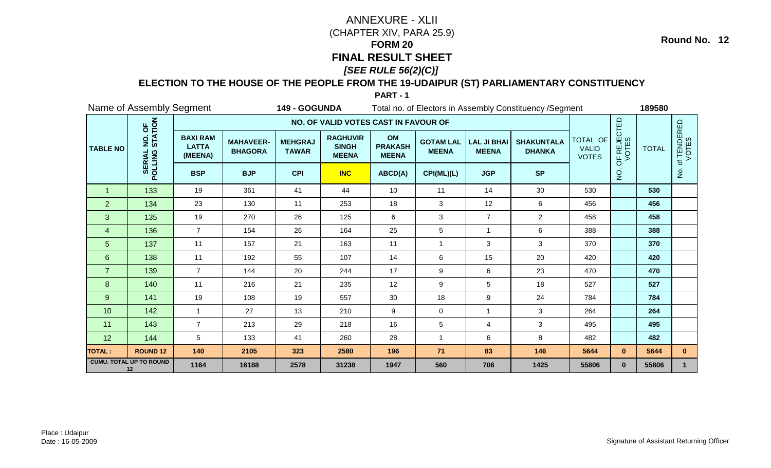**Round No. 12**

# ANNEXURE - XLII

(CHAPTER XIV, PARA 25.9)

## FORM 20

## FINAL RESULT SHEET

***[SEE RULE 56(2)(C)]***

### ELECTION TO THE HOUSE OF THE PEOPLE FROM THE 19-UDAIPUR (ST) PARLIAMENTARY CONSTITUENCY

**PART - 1**

Name of Assembly Segment **149 - GOGUNDA** Total no. of Electors in Assembly Constituency /Segment **189580**

| TABLE NO | SERIAL NO. OF POLLING STATION | NO. OF VALID VOTES CAST IN FAVOUR OF | | | | | | | | TOTAL OF VALID VOTES | NO. OF REJECTED VOTES | TOTAL | No. of TENDERED VOTES |
|---|---|---|---|---|---|---|---|---|---|---|---|---|---|
| | | BAXI RAM LATTA (MEENA) | MAHAVEER-BHAGORA | MEHGRAJ TAWAR | RAGHUVIR SINGH MEENA | OM PRAKASH MEENA | GOTAM LAL MEENA | LAL JI BHAI MEENA | SHAKUNTALA DHANKA | | | | |
| | | BSP | BJP | CPI | INC | ABCD(A) | CPI(ML)(L) | JGP | SP | | | | |
| 1 | 133 | 19 | 361 | 41 | 44 | 10 | 11 | 14 | 30 | 530 | | **530** | |
| 2 | 134 | 23 | 130 | 11 | 253 | 18 | 3 | 12 | 6 | 456 | | **456** | |
| 3 | 135 | 19 | 270 | 26 | 125 | 6 | 3 | 7 | 2 | 458 | | **458** | |
| 4 | 136 | 7 | 154 | 26 | 164 | 25 | 5 | 1 | 6 | 388 | | **388** | |
| 5 | 137 | 11 | 157 | 21 | 163 | 11 | 1 | 3 | 3 | 370 | | **370** | |
| 6 | 138 | 11 | 192 | 55 | 107 | 14 | 6 | 15 | 20 | 420 | | **420** | |
| 7 | 139 | 7 | 144 | 20 | 244 | 17 | 9 | 6 | 23 | 470 | | **470** | |
| 8 | 140 | 11 | 216 | 21 | 235 | 12 | 9 | 5 | 18 | 527 | | **527** | |
| 9 | 141 | 19 | 108 | 19 | 557 | 30 | 18 | 9 | 24 | 784 | | **784** | |
| 10 | 142 | 1 | 27 | 13 | 210 | 9 | 0 | 1 | 3 | 264 | | **264** | |
| 11 | 143 | 7 | 213 | 29 | 218 | 16 | 5 | 4 | 3 | 495 | | **495** | |
| 12 | 144 | 5 | 133 | 41 | 260 | 28 | 1 | 6 | 8 | 482 | | **482** | |
| **TOTAL :** | **ROUND 12** | **140** | **2105** | **323** | **2580** | **196** | **71** | **83** | **146** | **5644** | **0** | **5644** | **0** |
| **CUMU. TOTAL UP TO ROUND 12** | | **1164** | **16188** | **2578** | **31238** | **1947** | **560** | **706** | **1425** | **55806** | **0** | **55806** | **1** |

Place : Udaipur
Date : 16-05-2009

Signature of Assistant Returning Officer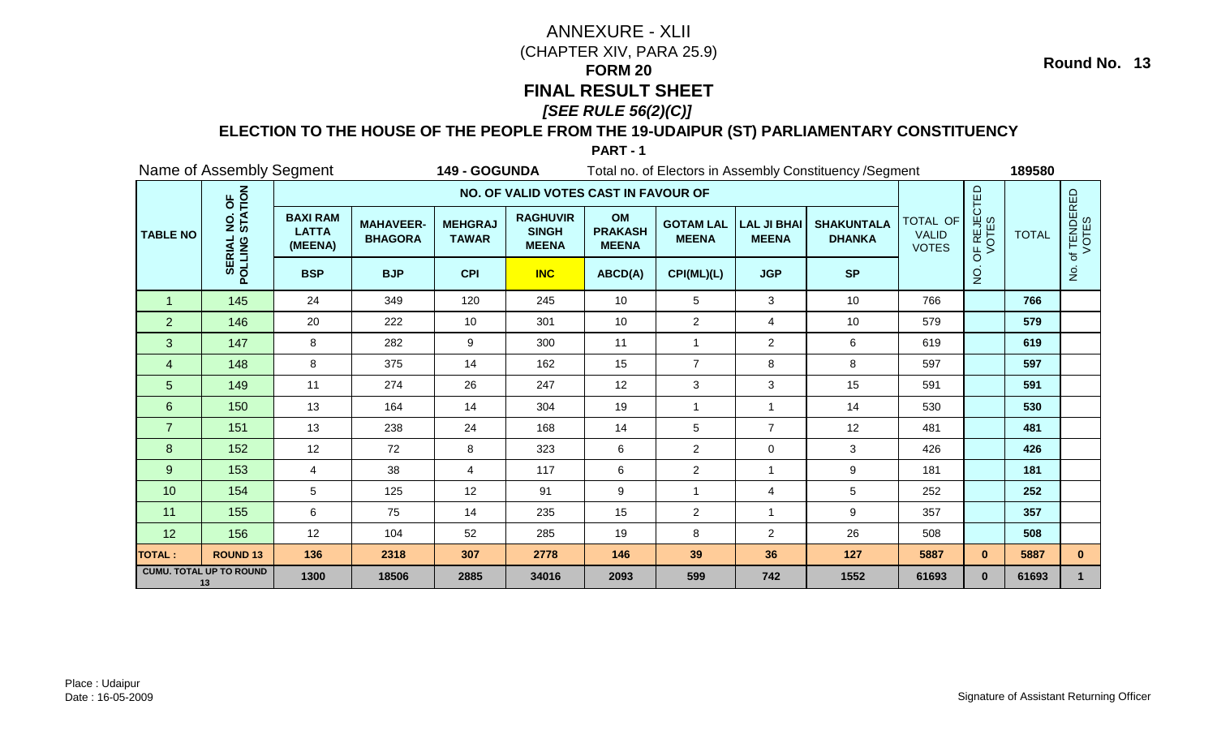# ANNEXURE - XLII

(CHAPTER XIV, PARA 25.9)

## FORM 20

## FINAL RESULT SHEET

***[SEE RULE 56(2)(C)]***

**Round No. 13**

### ELECTION TO THE HOUSE OF THE PEOPLE FROM THE 19-UDAIPUR (ST) PARLIAMENTARY CONSTITUENCY

**PART - 1**

Name of Assembly Segment **149 - GOGUNDA** Total no. of Electors in Assembly Constituency /Segment **189580**

| TABLE NO | SERIAL NO. OF POLLING STATION | NO. OF VALID VOTES CAST IN FAVOUR OF | | | | | | | | TOTAL OF VALID VOTES | NO. OF REJECTED VOTES | TOTAL | No. of TENDERED VOTES |
|---|---|---|---|---|---|---|---|---|---|---|---|---|---|
| | | BAXI RAM LATTA (MEENA) | MAHAVEER-BHAGORA | MEHGRAJ TAWAR | RAGHUVIR SINGH MEENA | OM PRAKASH MEENA | GOTAM LAL MEENA | LAL JI BHAI MEENA | SHAKUNTALA DHANKA | | | | |
| | | BSP | BJP | CPI | INC | ABCD(A) | CPI(ML)(L) | JGP | SP | | | | |
| 1 | 145 | 24 | 349 | 120 | 245 | 10 | 5 | 3 | 10 | 766 | | **766** | |
| 2 | 146 | 20 | 222 | 10 | 301 | 10 | 2 | 4 | 10 | 579 | | **579** | |
| 3 | 147 | 8 | 282 | 9 | 300 | 11 | 1 | 2 | 6 | 619 | | **619** | |
| 4 | 148 | 8 | 375 | 14 | 162 | 15 | 7 | 8 | 8 | 597 | | **597** | |
| 5 | 149 | 11 | 274 | 26 | 247 | 12 | 3 | 3 | 15 | 591 | | **591** | |
| 6 | 150 | 13 | 164 | 14 | 304 | 19 | 1 | 1 | 14 | 530 | | **530** | |
| 7 | 151 | 13 | 238 | 24 | 168 | 14 | 5 | 7 | 12 | 481 | | **481** | |
| 8 | 152 | 12 | 72 | 8 | 323 | 6 | 2 | 0 | 3 | 426 | | **426** | |
| 9 | 153 | 4 | 38 | 4 | 117 | 6 | 2 | 1 | 9 | 181 | | **181** | |
| 10 | 154 | 5 | 125 | 12 | 91 | 9 | 1 | 4 | 5 | 252 | | **252** | |
| 11 | 155 | 6 | 75 | 14 | 235 | 15 | 2 | 1 | 9 | 357 | | **357** | |
| 12 | 156 | 12 | 104 | 52 | 285 | 19 | 8 | 2 | 26 | 508 | | **508** | |
| **TOTAL :** | **ROUND 13** | **136** | **2318** | **307** | **2778** | **146** | **39** | **36** | **127** | **5887** | **0** | **5887** | **0** |
| **CUMU. TOTAL UP TO ROUND 13** | | **1300** | **18506** | **2885** | **34016** | **2093** | **599** | **742** | **1552** | **61693** | **0** | **61693** | **1** |

Place : Udaipur
Date : 16-05-2009

Signature of Assistant Returning Officer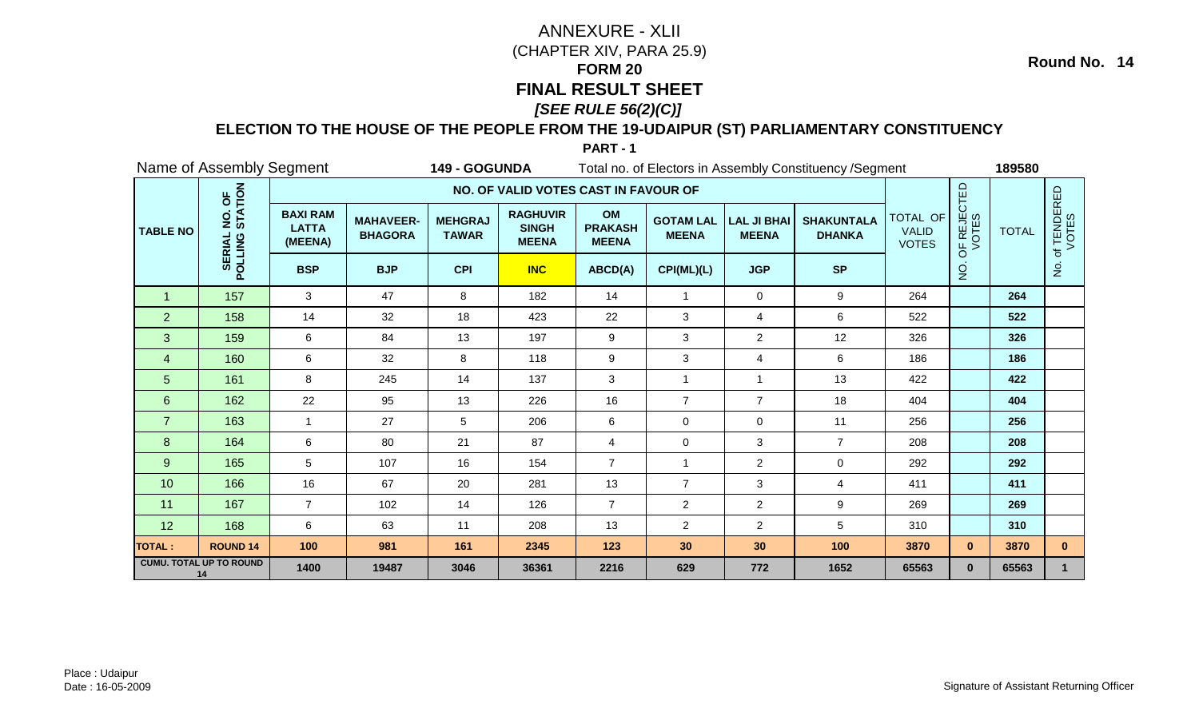Round No. 14

# ANNEXURE - XLII

(CHAPTER XIV, PARA 25.9)

## FORM 20

## FINAL RESULT SHEET

*[SEE RULE 56(2)(C)]*

### ELECTION TO THE HOUSE OF THE PEOPLE FROM THE 19-UDAIPUR (ST) PARLIAMENTARY CONSTITUENCY

**PART - 1**

Name of Assembly Segment **149 - GOGUNDA** Total no. of Electors in Assembly Constituency /Segment **189580**

| TABLE NO | SERIAL NO. OF POLLING STATION | NO. OF VALID VOTES CAST IN FAVOUR OF | | | | | | | | TOTAL OF VALID VOTES | NO. OF REJECTED VOTES | TOTAL | No. of TENDERED VOTES |
|---|---|---|---|---|---|---|---|---|---|---|---|---|---|
| | | BAXI RAM LATTA (MEENA) | MAHAVEER-BHAGORA | MEHGRAJ TAWAR | RAGHUVIR SINGH MEENA | OM PRAKASH MEENA | GOTAM LAL MEENA | LAL JI BHAI MEENA | SHAKUNTALA DHANKA | | | | |
| | | BSP | BJP | CPI | INC | ABCD(A) | CPI(ML)(L) | JGP | SP | | | | |
| 1 | 157 | 3 | 47 | 8 | 182 | 14 | 1 | 0 | 9 | 264 | | 264 | |
| 2 | 158 | 14 | 32 | 18 | 423 | 22 | 3 | 4 | 6 | 522 | | 522 | |
| 3 | 159 | 6 | 84 | 13 | 197 | 9 | 3 | 2 | 12 | 326 | | 326 | |
| 4 | 160 | 6 | 32 | 8 | 118 | 9 | 3 | 4 | 6 | 186 | | 186 | |
| 5 | 161 | 8 | 245 | 14 | 137 | 3 | 1 | 1 | 13 | 422 | | 422 | |
| 6 | 162 | 22 | 95 | 13 | 226 | 16 | 7 | 7 | 18 | 404 | | 404 | |
| 7 | 163 | 1 | 27 | 5 | 206 | 6 | 0 | 0 | 11 | 256 | | 256 | |
| 8 | 164 | 6 | 80 | 21 | 87 | 4 | 0 | 3 | 7 | 208 | | 208 | |
| 9 | 165 | 5 | 107 | 16 | 154 | 7 | 1 | 2 | 0 | 292 | | 292 | |
| 10 | 166 | 16 | 67 | 20 | 281 | 13 | 7 | 3 | 4 | 411 | | 411 | |
| 11 | 167 | 7 | 102 | 14 | 126 | 7 | 2 | 2 | 9 | 269 | | 269 | |
| 12 | 168 | 6 | 63 | 11 | 208 | 13 | 2 | 2 | 5 | 310 | | 310 | |
| **TOTAL :** | **ROUND 14** | **100** | **981** | **161** | **2345** | **123** | **30** | **30** | **100** | **3870** | **0** | **3870** | **0** |
| **CUMU. TOTAL UP TO ROUND 14** | | **1400** | **19487** | **3046** | **36361** | **2216** | **629** | **772** | **1652** | **65563** | **0** | **65563** | **1** |

Place : Udaipur
Date : 16-05-2009

Signature of Assistant Returning Officer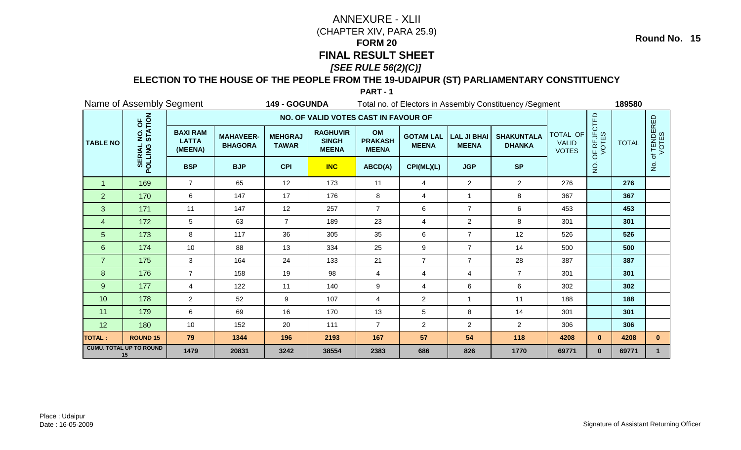# ANNEXURE - XLII

(CHAPTER XIV, PARA 25.9)

## FORM 20

## FINAL RESULT SHEET

***[SEE RULE 56(2)(C)]***

**Round No. 15**

### ELECTION TO THE HOUSE OF THE PEOPLE FROM THE 19-UDAIPUR (ST) PARLIAMENTARY CONSTITUENCY

**PART - 1**

Name of Assembly Segment **149 - GOGUNDA** Total no. of Electors in Assembly Constituency /Segment **189580**

| TABLE NO | SERIAL NO. OF POLLING STATION | NO. OF VALID VOTES CAST IN FAVOUR OF | | | | | | | | TOTAL OF VALID VOTES | NO. OF REJECTED VOTES | TOTAL | No. of TENDERED VOTES |
|---|---|---|---|---|---|---|---|---|---|---|---|---|---|
| | | BAXI RAM LATTA (MEENA) | MAHAVEER-BHAGORA | MEHGRAJ TAWAR | RAGHUVIR SINGH MEENA | OM PRAKASH MEENA | GOTAM LAL MEENA | LAL JI BHAI MEENA | SHAKUNTALA DHANKA | | | | |
| | | BSP | BJP | CPI | INC | ABCD(A) | CPI(ML)(L) | JGP | SP | | | | |
| 1 | 169 | 7 | 65 | 12 | 173 | 11 | 4 | 2 | 2 | 276 | | **276** | |
| 2 | 170 | 6 | 147 | 17 | 176 | 8 | 4 | 1 | 8 | 367 | | **367** | |
| 3 | 171 | 11 | 147 | 12 | 257 | 7 | 6 | 7 | 6 | 453 | | **453** | |
| 4 | 172 | 5 | 63 | 7 | 189 | 23 | 4 | 2 | 8 | 301 | | **301** | |
| 5 | 173 | 8 | 117 | 36 | 305 | 35 | 6 | 7 | 12 | 526 | | **526** | |
| 6 | 174 | 10 | 88 | 13 | 334 | 25 | 9 | 7 | 14 | 500 | | **500** | |
| 7 | 175 | 3 | 164 | 24 | 133 | 21 | 7 | 7 | 28 | 387 | | **387** | |
| 8 | 176 | 7 | 158 | 19 | 98 | 4 | 4 | 4 | 7 | 301 | | **301** | |
| 9 | 177 | 4 | 122 | 11 | 140 | 9 | 4 | 6 | 6 | 302 | | **302** | |
| 10 | 178 | 2 | 52 | 9 | 107 | 4 | 2 | 1 | 11 | 188 | | **188** | |
| 11 | 179 | 6 | 69 | 16 | 170 | 13 | 5 | 8 | 14 | 301 | | **301** | |
| 12 | 180 | 10 | 152 | 20 | 111 | 7 | 2 | 2 | 2 | 306 | | **306** | |
| **TOTAL :** | **ROUND 15** | **79** | **1344** | **196** | **2193** | **167** | **57** | **54** | **118** | **4208** | **0** | **4208** | **0** |
| **CUMU. TOTAL UP TO ROUND 15** | | **1479** | **20831** | **3242** | **38554** | **2383** | **686** | **826** | **1770** | **69771** | **0** | **69771** | **1** |

Place : Udaipur
Date : 16-05-2009

Signature of Assistant Returning Officer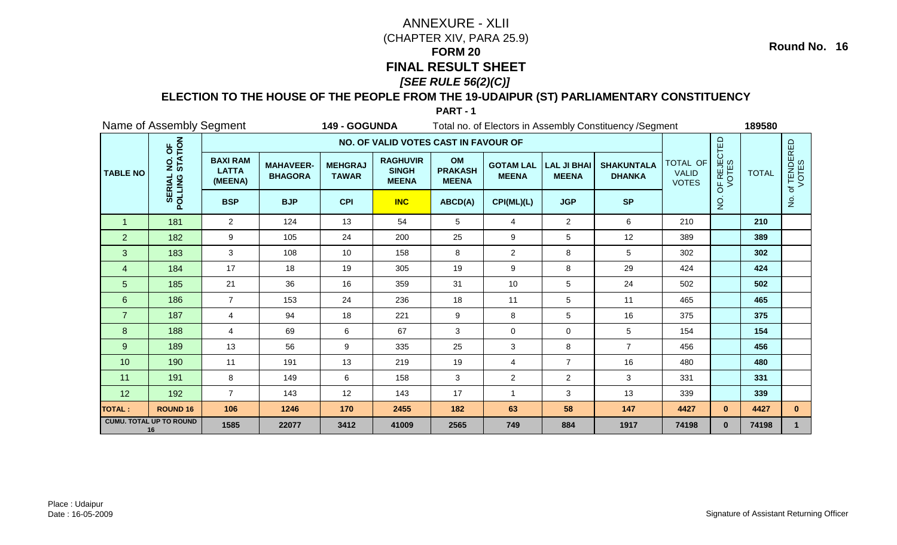# ANNEXURE - XLII

(CHAPTER XIV, PARA 25.9)

**FORM 20**

**FINAL RESULT SHEET**

***[SEE RULE 56(2)(C)]***

**Round No. 16**

## ELECTION TO THE HOUSE OF THE PEOPLE FROM THE 19-UDAIPUR (ST) PARLIAMENTARY CONSTITUENCY

**PART - 1**

Name of Assembly Segment **149 - GOGUNDA** Total no. of Electors in Assembly Constituency /Segment **189580**

| TABLE NO | SERIAL NO. OF POLLING STATION | NO. OF VALID VOTES CAST IN FAVOUR OF | | | | | | | | TOTAL OF VALID VOTES | NO. OF REJECTED VOTES | TOTAL | No. of TENDERED VOTES |
|---|---|---|---|---|---|---|---|---|---|---|---|---|---|
| | | BAXI RAM LATTA (MEENA) | MAHAVEER-BHAGORA | MEHGRAJ TAWAR | RAGHUVIR SINGH MEENA | OM PRAKASH MEENA | GOTAM LAL MEENA | LAL JI BHAI MEENA | SHAKUNTALA DHANKA | | | | |
| | | BSP | BJP | CPI | INC | ABCD(A) | CPI(ML)(L) | JGP | SP | | | | |
| 1 | 181 | 2 | 124 | 13 | 54 | 5 | 4 | 2 | 6 | 210 | | **210** | |
| 2 | 182 | 9 | 105 | 24 | 200 | 25 | 9 | 5 | 12 | 389 | | **389** | |
| 3 | 183 | 3 | 108 | 10 | 158 | 8 | 2 | 8 | 5 | 302 | | **302** | |
| 4 | 184 | 17 | 18 | 19 | 305 | 19 | 9 | 8 | 29 | 424 | | **424** | |
| 5 | 185 | 21 | 36 | 16 | 359 | 31 | 10 | 5 | 24 | 502 | | **502** | |
| 6 | 186 | 7 | 153 | 24 | 236 | 18 | 11 | 5 | 11 | 465 | | **465** | |
| 7 | 187 | 4 | 94 | 18 | 221 | 9 | 8 | 5 | 16 | 375 | | **375** | |
| 8 | 188 | 4 | 69 | 6 | 67 | 3 | 0 | 0 | 5 | 154 | | **154** | |
| 9 | 189 | 13 | 56 | 9 | 335 | 25 | 3 | 8 | 7 | 456 | | **456** | |
| 10 | 190 | 11 | 191 | 13 | 219 | 19 | 4 | 7 | 16 | 480 | | **480** | |
| 11 | 191 | 8 | 149 | 6 | 158 | 3 | 2 | 2 | 3 | 331 | | **331** | |
| 12 | 192 | 7 | 143 | 12 | 143 | 17 | 1 | 3 | 13 | 339 | | **339** | |
| **TOTAL :** | **ROUND 16** | **106** | **1246** | **170** | **2455** | **182** | **63** | **58** | **147** | **4427** | **0** | **4427** | **0** |
| **CUMU. TOTAL UP TO ROUND 16** | | **1585** | **22077** | **3412** | **41009** | **2565** | **749** | **884** | **1917** | **74198** | **0** | **74198** | **1** |

Place : Udaipur
Date : 16-05-2009

Signature of Assistant Returning Officer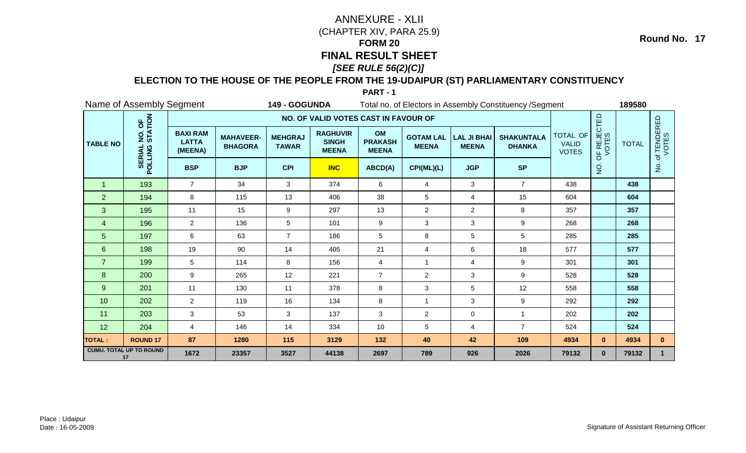# ANNEXURE - XLII

(CHAPTER XIV, PARA 25.9)

## FORM 20

## FINAL RESULT SHEET

***[SEE RULE 56(2)(C)]***

**Round No. 17**

### ELECTION TO THE HOUSE OF THE PEOPLE FROM THE 19-UDAIPUR (ST) PARLIAMENTARY CONSTITUENCY

**PART - 1**

Name of Assembly Segment **149 - GOGUNDA** Total no. of Electors in Assembly Constituency /Segment **189580**

| TABLE NO | SERIAL NO. OF POLLING STATION | NO. OF VALID VOTES CAST IN FAVOUR OF | | | | | | | | TOTAL OF VALID VOTES | NO. OF REJECTED VOTES | TOTAL | No. of TENDERED VOTES |
|---|---|---|---|---|---|---|---|---|---|---|---|---|---|
| | | BAXI RAM LATTA (MEENA) | MAHAVEER-BHAGORA | MEHGRAJ TAWAR | RAGHUVIR SINGH MEENA | OM PRAKASH MEENA | GOTAM LAL MEENA | LAL JI BHAI MEENA | SHAKUNTALA DHANKA | | | | |
| | | BSP | BJP | CPI | INC | ABCD(A) | CPI(ML)(L) | JGP | SP | | | | |
| 1 | 193 | 7 | 34 | 3 | 374 | 6 | 4 | 3 | 7 | 438 | | 438 | |
| 2 | 194 | 8 | 115 | 13 | 406 | 38 | 5 | 4 | 15 | 604 | | 604 | |
| 3 | 195 | 11 | 15 | 9 | 297 | 13 | 2 | 2 | 8 | 357 | | 357 | |
| 4 | 196 | 2 | 136 | 5 | 101 | 9 | 3 | 3 | 9 | 268 | | 268 | |
| 5 | 197 | 6 | 63 | 7 | 186 | 5 | 8 | 5 | 5 | 285 | | 285 | |
| 6 | 198 | 19 | 90 | 14 | 405 | 21 | 4 | 6 | 18 | 577 | | 577 | |
| 7 | 199 | 5 | 114 | 8 | 156 | 4 | 1 | 4 | 9 | 301 | | 301 | |
| 8 | 200 | 9 | 265 | 12 | 221 | 7 | 2 | 3 | 9 | 528 | | 528 | |
| 9 | 201 | 11 | 130 | 11 | 378 | 8 | 3 | 5 | 12 | 558 | | 558 | |
| 10 | 202 | 2 | 119 | 16 | 134 | 8 | 1 | 3 | 9 | 292 | | 292 | |
| 11 | 203 | 3 | 53 | 3 | 137 | 3 | 2 | 0 | 1 | 202 | | 202 | |
| 12 | 204 | 4 | 146 | 14 | 334 | 10 | 5 | 4 | 7 | 524 | | 524 | |
| **TOTAL :** | **ROUND 17** | **87** | **1280** | **115** | **3129** | **132** | **40** | **42** | **109** | **4934** | **0** | **4934** | **0** |
| **CUMU. TOTAL UP TO ROUND 17** | | **1672** | **23357** | **3527** | **44138** | **2697** | **789** | **926** | **2026** | **79132** | **0** | **79132** | **1** |

Place : Udaipur

Date : 16-05-2009

Signature of Assistant Returning Officer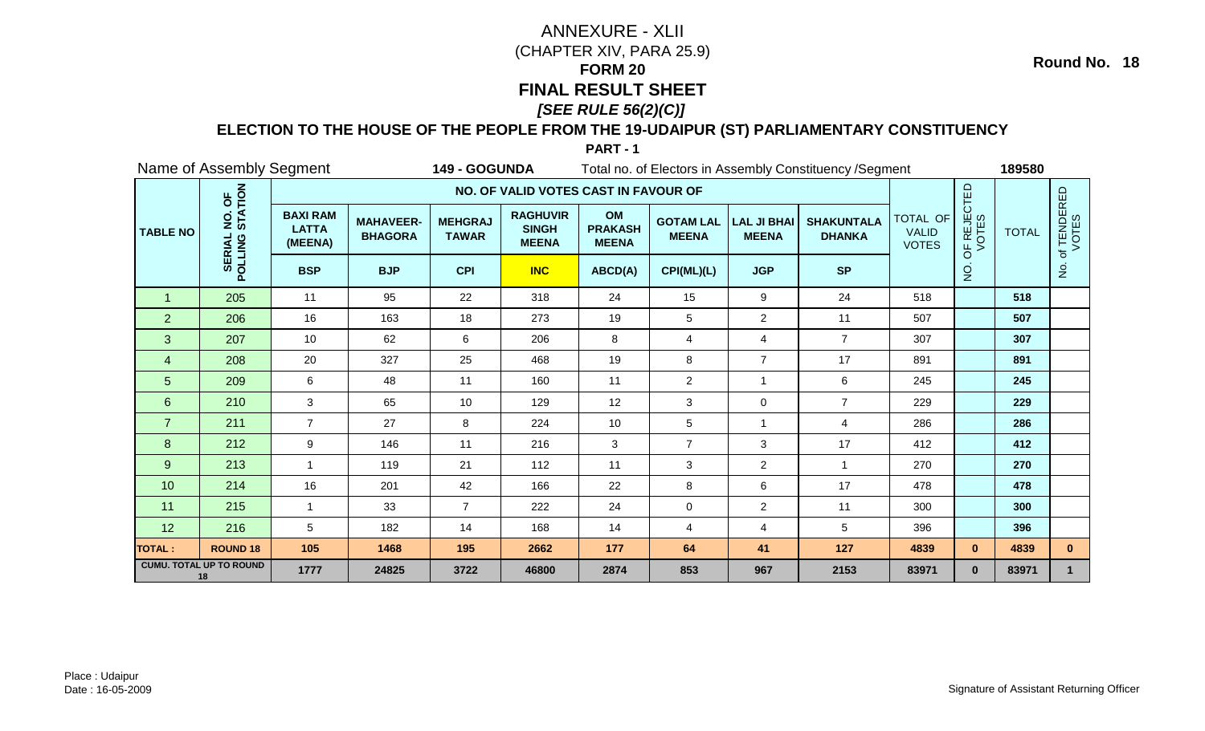# ANNEXURE - XLII

(CHAPTER XIV, PARA 25.9)

## FORM 20

## FINAL RESULT SHEET

***[SEE RULE 56(2)(C)]***

**Round No. 18**

### ELECTION TO THE HOUSE OF THE PEOPLE FROM THE 19-UDAIPUR (ST) PARLIAMENTARY CONSTITUENCY

**PART - 1**

Name of Assembly Segment **149 - GOGUNDA** Total no. of Electors in Assembly Constituency /Segment **189580**

| TABLE NO | SERIAL NO. OF POLLING STATION | NO. OF VALID VOTES CAST IN FAVOUR OF | | | | | | | | TOTAL OF VALID VOTES | NO. OF REJECTED VOTES | TOTAL | No. of TENDERED VOTES |
|---|---|---|---|---|---|---|---|---|---|---|---|---|---|
| | | BAXI RAM LATTA (MEENA) | MAHAVEER-BHAGORA | MEHGRAJ TAWAR | RAGHUVIR SINGH MEENA | OM PRAKASH MEENA | GOTAM LAL MEENA | LAL JI BHAI MEENA | SHAKUNTALA DHANKA | | | | |
| | | BSP | BJP | CPI | INC | ABCD(A) | CPI(ML)(L) | JGP | SP | | | | |
| 1 | 205 | 11 | 95 | 22 | 318 | 24 | 15 | 9 | 24 | 518 | | **518** | |
| 2 | 206 | 16 | 163 | 18 | 273 | 19 | 5 | 2 | 11 | 507 | | **507** | |
| 3 | 207 | 10 | 62 | 6 | 206 | 8 | 4 | 4 | 7 | 307 | | **307** | |
| 4 | 208 | 20 | 327 | 25 | 468 | 19 | 8 | 7 | 17 | 891 | | **891** | |
| 5 | 209 | 6 | 48 | 11 | 160 | 11 | 2 | 1 | 6 | 245 | | **245** | |
| 6 | 210 | 3 | 65 | 10 | 129 | 12 | 3 | 0 | 7 | 229 | | **229** | |
| 7 | 211 | 7 | 27 | 8 | 224 | 10 | 5 | 1 | 4 | 286 | | **286** | |
| 8 | 212 | 9 | 146 | 11 | 216 | 3 | 7 | 3 | 17 | 412 | | **412** | |
| 9 | 213 | 1 | 119 | 21 | 112 | 11 | 3 | 2 | 1 | 270 | | **270** | |
| 10 | 214 | 16 | 201 | 42 | 166 | 22 | 8 | 6 | 17 | 478 | | **478** | |
| 11 | 215 | 1 | 33 | 7 | 222 | 24 | 0 | 2 | 11 | 300 | | **300** | |
| 12 | 216 | 5 | 182 | 14 | 168 | 14 | 4 | 4 | 5 | 396 | | **396** | |
| **TOTAL :** | **ROUND 18** | **105** | **1468** | **195** | **2662** | **177** | **64** | **41** | **127** | **4839** | **0** | **4839** | **0** |
| **CUMU. TOTAL UP TO ROUND 18** | | **1777** | **24825** | **3722** | **46800** | **2874** | **853** | **967** | **2153** | **83971** | **0** | **83971** | **1** |

Place : Udaipur
Date : 16-05-2009

Signature of Assistant Returning Officer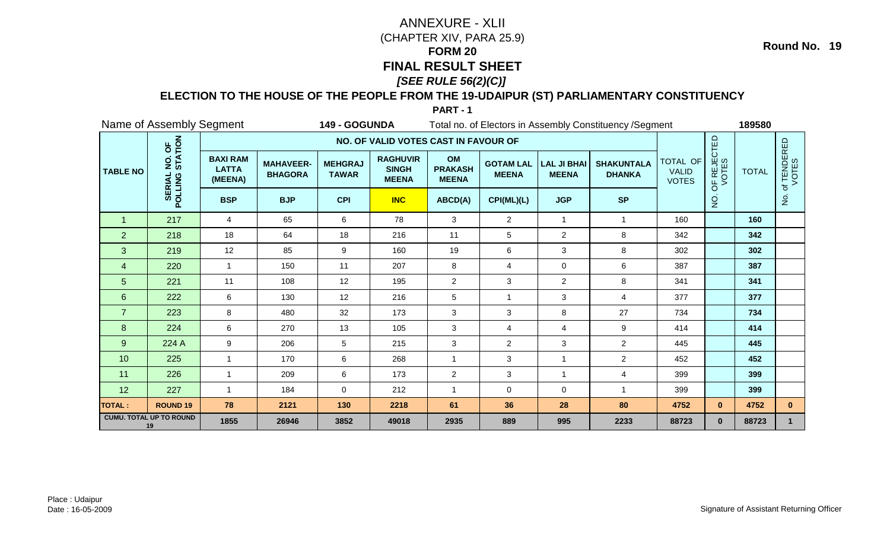**Round No. 19**

# ANNEXURE - XLII
(CHAPTER XIV, PARA 25.9)
## FORM 20
## FINAL RESULT SHEET
***[SEE RULE 56(2)(C)]***

### ELECTION TO THE HOUSE OF THE PEOPLE FROM THE 19-UDAIPUR (ST) PARLIAMENTARY CONSTITUENCY

**PART - 1**

Name of Assembly Segment **149 - GOGUNDA** Total no. of Electors in Assembly Constituency /Segment **189580**

| TABLE NO | SERIAL NO. OF POLLING STATION | NO. OF VALID VOTES CAST IN FAVOUR OF | | | | | | | | TOTAL OF VALID VOTES | NO. OF REJECTED VOTES | TOTAL | No. of TENDERED VOTES |
|---|---|---|---|---|---|---|---|---|---|---|---|---|---|
| | | BAXI RAM LATTA (MEENA) | MAHAVEER-BHAGORA | MEHGRAJ TAWAR | RAGHUVIR SINGH MEENA | OM PRAKASH MEENA | GOTAM LAL MEENA | LAL JI BHAI MEENA | SHAKUNTALA DHANKA | | | | |
| | | BSP | BJP | CPI | INC | ABCD(A) | CPI(ML)(L) | JGP | SP | | | | |
| 1 | 217 | 4 | 65 | 6 | 78 | 3 | 2 | 1 | 1 | 160 | | 160 | |
| 2 | 218 | 18 | 64 | 18 | 216 | 11 | 5 | 2 | 8 | 342 | | 342 | |
| 3 | 219 | 12 | 85 | 9 | 160 | 19 | 6 | 3 | 8 | 302 | | 302 | |
| 4 | 220 | 1 | 150 | 11 | 207 | 8 | 4 | 0 | 6 | 387 | | 387 | |
| 5 | 221 | 11 | 108 | 12 | 195 | 2 | 3 | 2 | 8 | 341 | | 341 | |
| 6 | 222 | 6 | 130 | 12 | 216 | 5 | 1 | 3 | 4 | 377 | | 377 | |
| 7 | 223 | 8 | 480 | 32 | 173 | 3 | 3 | 8 | 27 | 734 | | 734 | |
| 8 | 224 | 6 | 270 | 13 | 105 | 3 | 4 | 4 | 9 | 414 | | 414 | |
| 9 | 224 A | 9 | 206 | 5 | 215 | 3 | 2 | 3 | 2 | 445 | | 445 | |
| 10 | 225 | 1 | 170 | 6 | 268 | 1 | 3 | 1 | 2 | 452 | | 452 | |
| 11 | 226 | 1 | 209 | 6 | 173 | 2 | 3 | 1 | 4 | 399 | | 399 | |
| 12 | 227 | 1 | 184 | 0 | 212 | 1 | 0 | 0 | 1 | 399 | | 399 | |
| **TOTAL :** | **ROUND 19** | **78** | **2121** | **130** | **2218** | **61** | **36** | **28** | **80** | **4752** | **0** | **4752** | **0** |
| **CUMU. TOTAL UP TO ROUND 19** | | **1855** | **26946** | **3852** | **49018** | **2935** | **889** | **995** | **2233** | **88723** | **0** | **88723** | **1** |

Place : Udaipur
Date : 16-05-2009

Signature of Assistant Returning Officer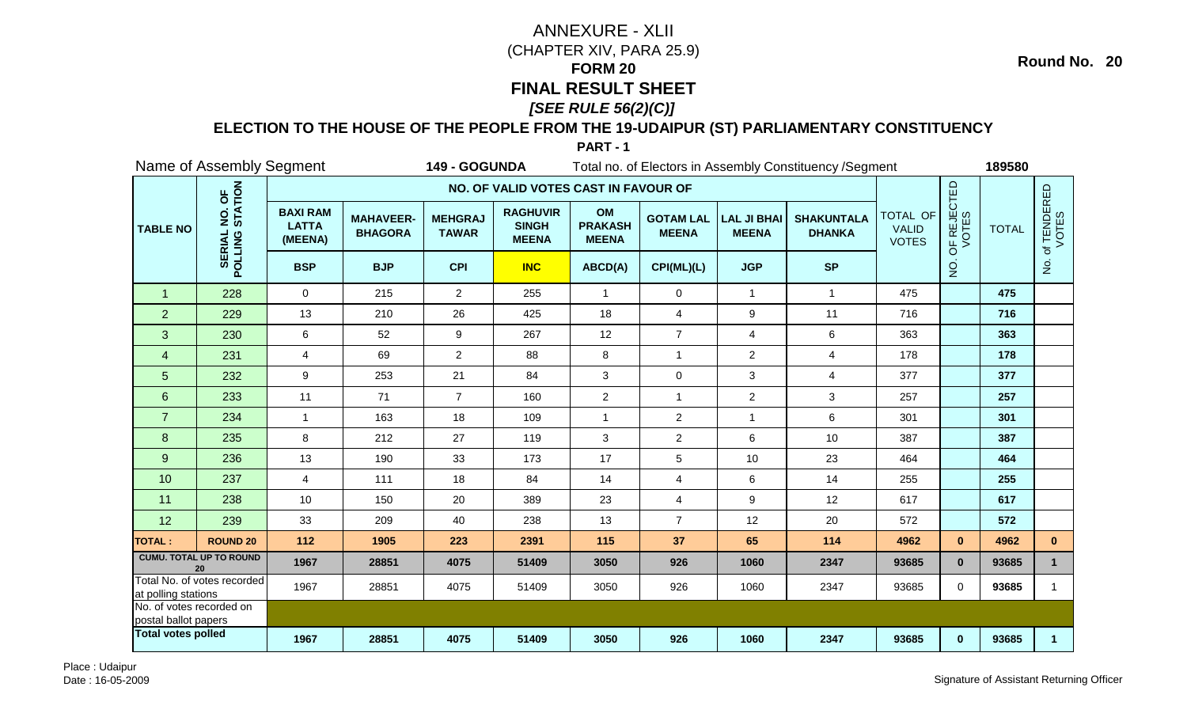# ANNEXURE - XLII

(CHAPTER XIV, PARA 25.9)

**FORM 20**

**FINAL RESULT SHEET**

***[SEE RULE 56(2)(C)]***

**Round No. 20**

## ELECTION TO THE HOUSE OF THE PEOPLE FROM THE 19-UDAIPUR (ST) PARLIAMENTARY CONSTITUENCY

**PART - 1**

Name of Assembly Segment **149 - GOGUNDA** Total no. of Electors in Assembly Constituency /Segment **189580**

| TABLE NO | SERIAL NO. OF POLLING STATION | NO. OF VALID VOTES CAST IN FAVOUR OF | | | | | | | | TOTAL OF VALID VOTES | NO. OF REJECTED VOTES | TOTAL | No. of TENDERED VOTES |
|---|---|---|---|---|---|---|---|---|---|---|---|---|---|
| | | BAXI RAM LATTA (MEENA) | MAHAVEER-BHAGORA | MEHGRAJ TAWAR | RAGHUVIR SINGH MEENA | OM PRAKASH MEENA | GOTAM LAL MEENA | LAL JI BHAI MEENA | SHAKUNTALA DHANKA | | | | |
| | | BSP | BJP | CPI | INC | ABCD(A) | CPI(ML)(L) | JGP | SP | | | | |
| 1 | 228 | 0 | 215 | 2 | 255 | 1 | 0 | 1 | 1 | 475 | | **475** | |
| 2 | 229 | 13 | 210 | 26 | 425 | 18 | 4 | 9 | 11 | 716 | | **716** | |
| 3 | 230 | 6 | 52 | 9 | 267 | 12 | 7 | 4 | 6 | 363 | | **363** | |
| 4 | 231 | 4 | 69 | 2 | 88 | 8 | 1 | 2 | 4 | 178 | | **178** | |
| 5 | 232 | 9 | 253 | 21 | 84 | 3 | 0 | 3 | 4 | 377 | | **377** | |
| 6 | 233 | 11 | 71 | 7 | 160 | 2 | 1 | 2 | 3 | 257 | | **257** | |
| 7 | 234 | 1 | 163 | 18 | 109 | 1 | 2 | 1 | 6 | 301 | | **301** | |
| 8 | 235 | 8 | 212 | 27 | 119 | 3 | 2 | 6 | 10 | 387 | | **387** | |
| 9 | 236 | 13 | 190 | 33 | 173 | 17 | 5 | 10 | 23 | 464 | | **464** | |
| 10 | 237 | 4 | 111 | 18 | 84 | 14 | 4 | 6 | 14 | 255 | | **255** | |
| 11 | 238 | 10 | 150 | 20 | 389 | 23 | 4 | 9 | 12 | 617 | | **617** | |
| 12 | 239 | 33 | 209 | 40 | 238 | 13 | 7 | 12 | 20 | 572 | | **572** | |
| **TOTAL :** | **ROUND 20** | **112** | **1905** | **223** | **2391** | **115** | **37** | **65** | **114** | **4962** | **0** | **4962** | **0** |
| **CUMU. TOTAL UP TO ROUND 20** | | **1967** | **28851** | **4075** | **51409** | **3050** | **926** | **1060** | **2347** | **93685** | **0** | **93685** | **1** |
| Total No. of votes recorded at polling stations | | 1967 | 28851 | 4075 | 51409 | 3050 | 926 | 1060 | 2347 | 93685 | 0 | **93685** | 1 |
| No. of votes recorded on postal ballot papers | | | | | | | | | | | | | |
| **Total votes polled** | | **1967** | **28851** | **4075** | **51409** | **3050** | **926** | **1060** | **2347** | **93685** | **0** | **93685** | **1** |

Place : Udaipur
Date : 16-05-2009

Signature of Assistant Returning Officer